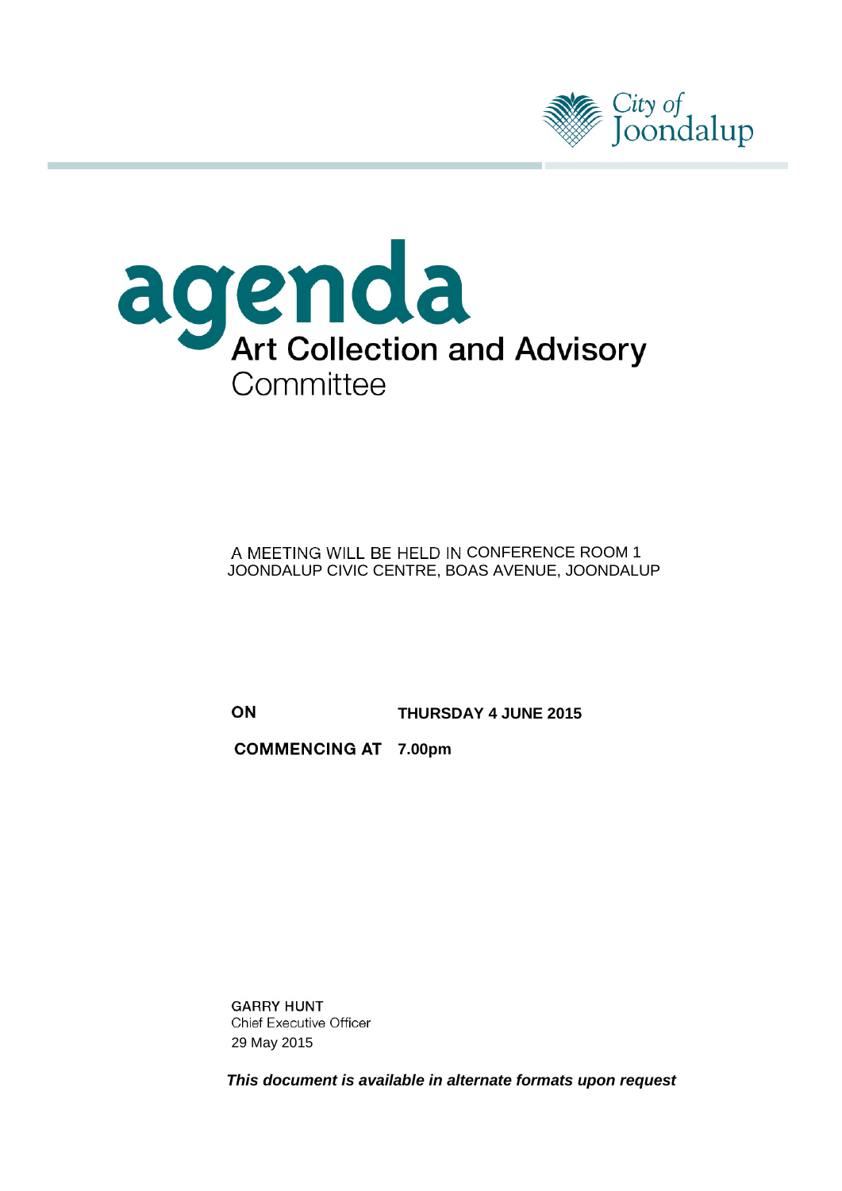City of Joondalup

# agenda

## Art Collection and Advisory Committee

A MEETING WILL BE HELD IN CONFERENCE ROOM 1
JOONDALUP CIVIC CENTRE, BOAS AVENUE, JOONDALUP

**ON** **THURSDAY 4 JUNE 2015**

**COMMENCING AT** **7.00pm**

GARRY HUNT
Chief Executive Officer
29 May 2015

***This document is available in alternate formats upon request***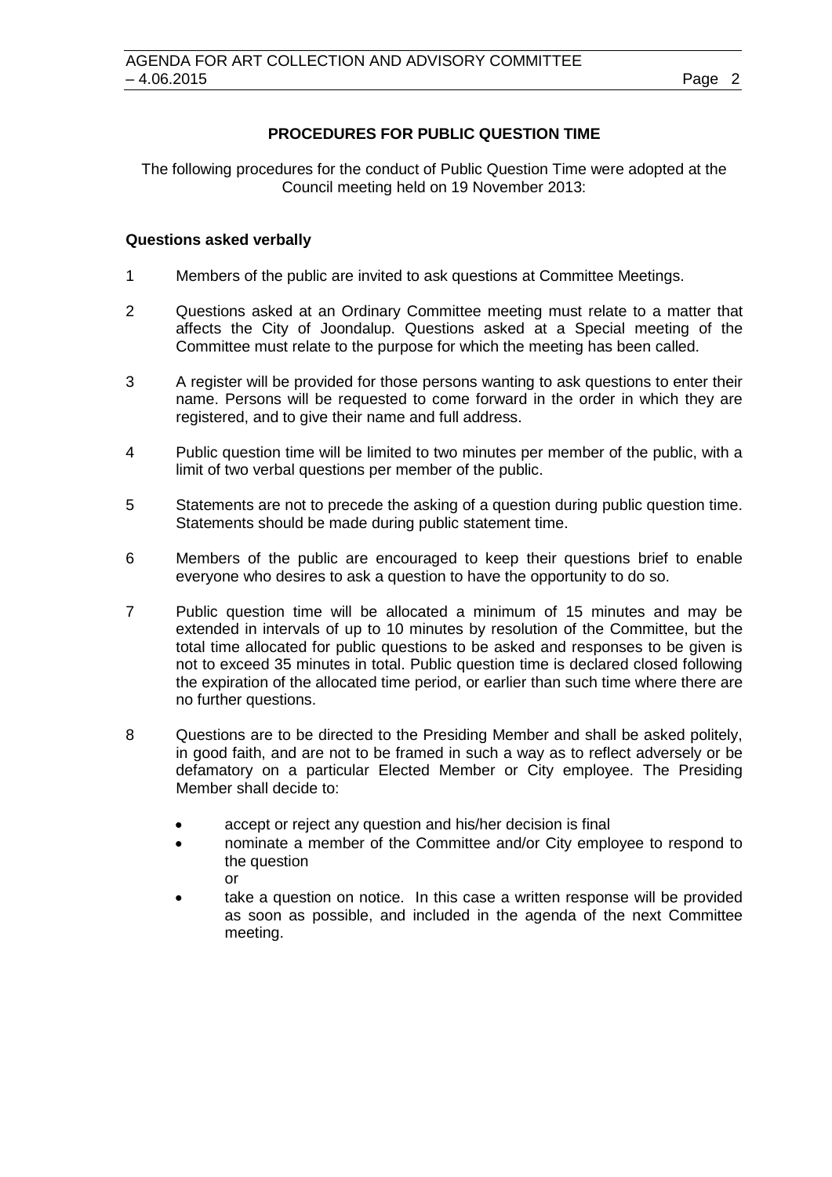## PROCEDURES FOR PUBLIC QUESTION TIME

The following procedures for the conduct of Public Question Time were adopted at the Council meeting held on 19 November 2013:

### Questions asked verbally

1. Members of the public are invited to ask questions at Committee Meetings.

2. Questions asked at an Ordinary Committee meeting must relate to a matter that affects the City of Joondalup. Questions asked at a Special meeting of the Committee must relate to the purpose for which the meeting has been called.

3. A register will be provided for those persons wanting to ask questions to enter their name. Persons will be requested to come forward in the order in which they are registered, and to give their name and full address.

4. Public question time will be limited to two minutes per member of the public, with a limit of two verbal questions per member of the public.

5. Statements are not to precede the asking of a question during public question time. Statements should be made during public statement time.

6. Members of the public are encouraged to keep their questions brief to enable everyone who desires to ask a question to have the opportunity to do so.

7. Public question time will be allocated a minimum of 15 minutes and may be extended in intervals of up to 10 minutes by resolution of the Committee, but the total time allocated for public questions to be asked and responses to be given is not to exceed 35 minutes in total. Public question time is declared closed following the expiration of the allocated time period, or earlier than such time where there are no further questions.

8. Questions are to be directed to the Presiding Member and shall be asked politely, in good faith, and are not to be framed in such a way as to reflect adversely or be defamatory on a particular Elected Member or City employee. The Presiding Member shall decide to:

   - accept or reject any question and his/her decision is final
   - nominate a member of the Committee and/or City employee to respond to the question
     or
   - take a question on notice. In this case a written response will be provided as soon as possible, and included in the agenda of the next Committee meeting.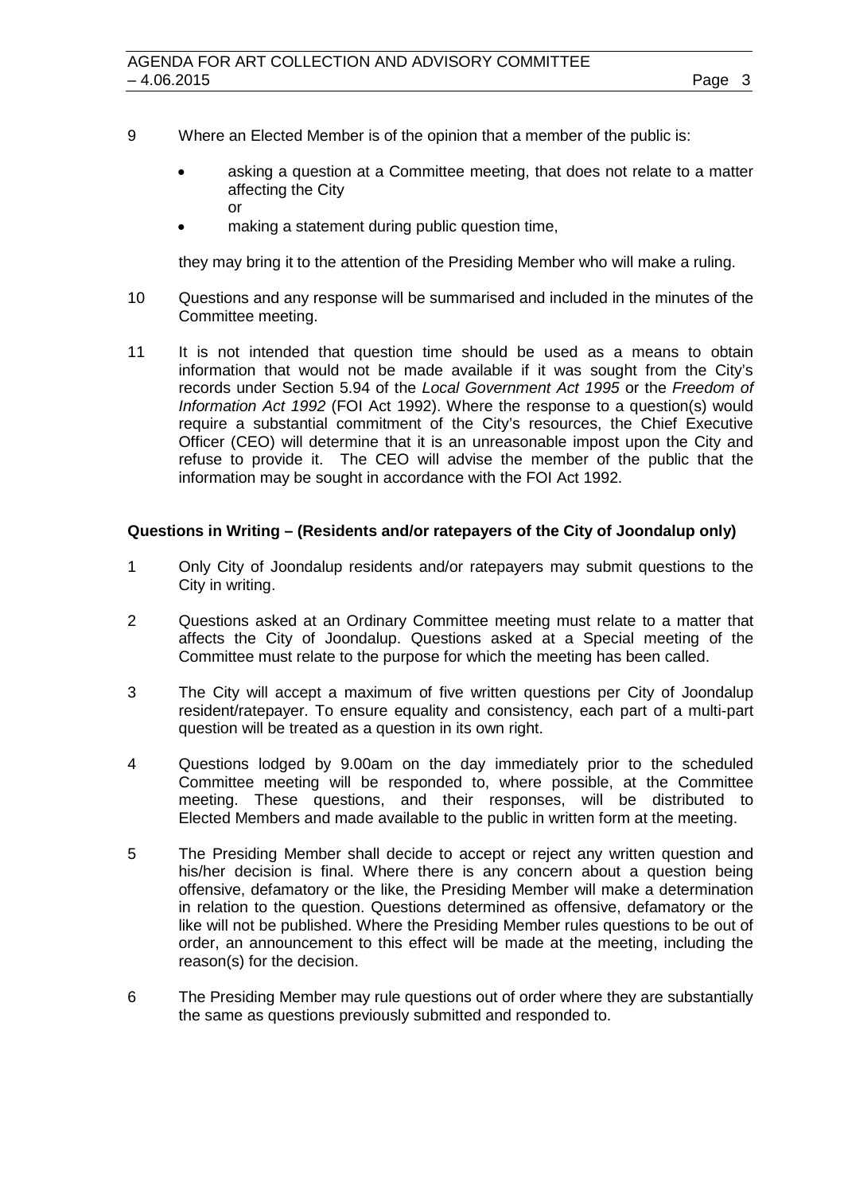9 Where an Elected Member is of the opinion that a member of the public is:

- asking a question at a Committee meeting, that does not relate to a matter affecting the City

  or
- making a statement during public question time,

they may bring it to the attention of the Presiding Member who will make a ruling.

10 Questions and any response will be summarised and included in the minutes of the Committee meeting.

11 It is not intended that question time should be used as a means to obtain information that would not be made available if it was sought from the City's records under Section 5.94 of the *Local Government Act 1995* or the *Freedom of Information Act 1992* (FOI Act 1992). Where the response to a question(s) would require a substantial commitment of the City's resources, the Chief Executive Officer (CEO) will determine that it is an unreasonable impost upon the City and refuse to provide it. The CEO will advise the member of the public that the information may be sought in accordance with the FOI Act 1992.

**Questions in Writing – (Residents and/or ratepayers of the City of Joondalup only)**

1 Only City of Joondalup residents and/or ratepayers may submit questions to the City in writing.

2 Questions asked at an Ordinary Committee meeting must relate to a matter that affects the City of Joondalup. Questions asked at a Special meeting of the Committee must relate to the purpose for which the meeting has been called.

3 The City will accept a maximum of five written questions per City of Joondalup resident/ratepayer. To ensure equality and consistency, each part of a multi-part question will be treated as a question in its own right.

4 Questions lodged by 9.00am on the day immediately prior to the scheduled Committee meeting will be responded to, where possible, at the Committee meeting. These questions, and their responses, will be distributed to Elected Members and made available to the public in written form at the meeting.

5 The Presiding Member shall decide to accept or reject any written question and his/her decision is final. Where there is any concern about a question being offensive, defamatory or the like, the Presiding Member will make a determination in relation to the question. Questions determined as offensive, defamatory or the like will not be published. Where the Presiding Member rules questions to be out of order, an announcement to this effect will be made at the meeting, including the reason(s) for the decision.

6 The Presiding Member may rule questions out of order where they are substantially the same as questions previously submitted and responded to.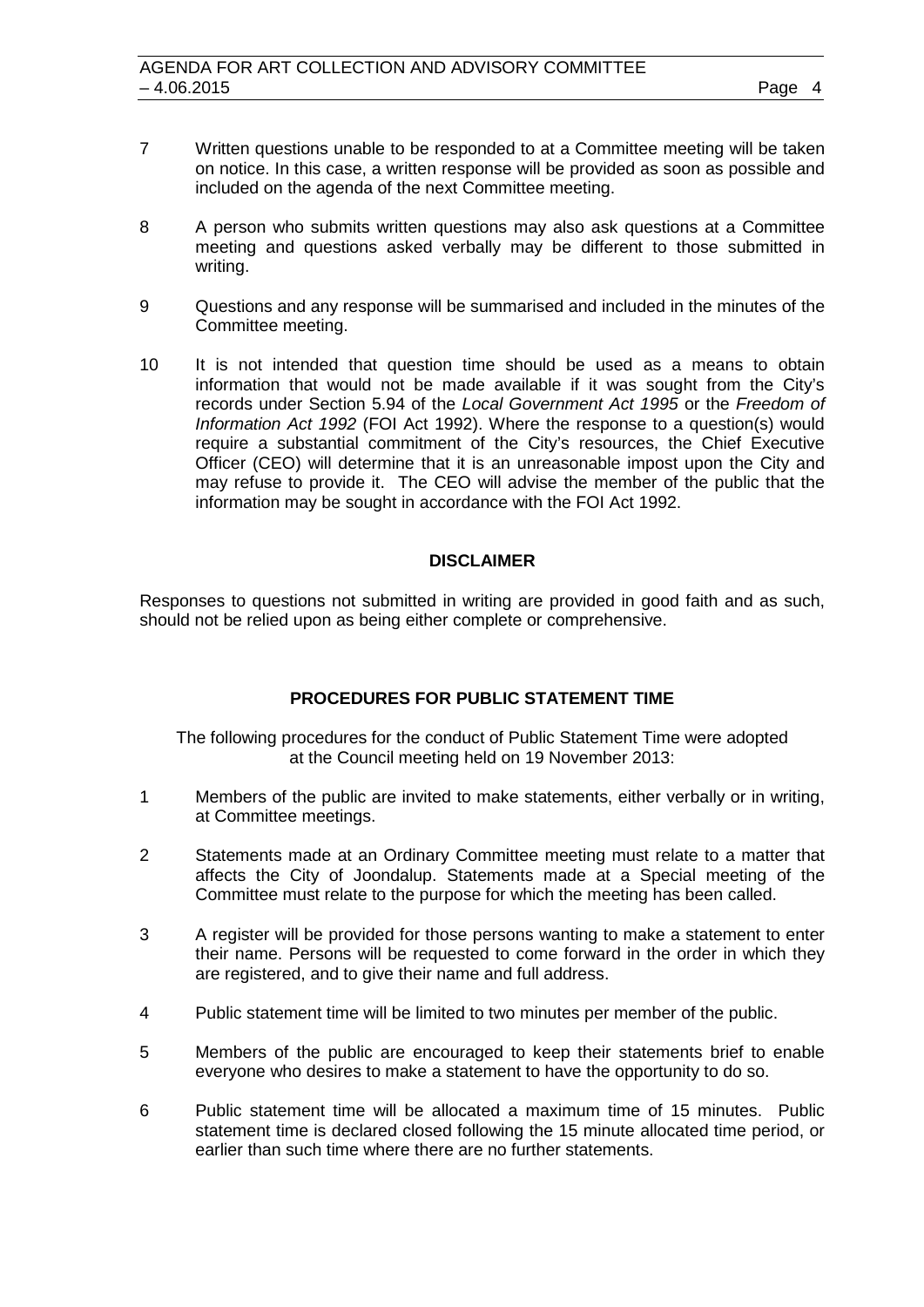7 Written questions unable to be responded to at a Committee meeting will be taken on notice. In this case, a written response will be provided as soon as possible and included on the agenda of the next Committee meeting.

8 A person who submits written questions may also ask questions at a Committee meeting and questions asked verbally may be different to those submitted in writing.

9 Questions and any response will be summarised and included in the minutes of the Committee meeting.

10 It is not intended that question time should be used as a means to obtain information that would not be made available if it was sought from the City's records under Section 5.94 of the *Local Government Act 1995* or the *Freedom of Information Act 1992* (FOI Act 1992). Where the response to a question(s) would require a substantial commitment of the City's resources, the Chief Executive Officer (CEO) will determine that it is an unreasonable impost upon the City and may refuse to provide it. The CEO will advise the member of the public that the information may be sought in accordance with the FOI Act 1992.

**DISCLAIMER**

Responses to questions not submitted in writing are provided in good faith and as such, should not be relied upon as being either complete or comprehensive.

**PROCEDURES FOR PUBLIC STATEMENT TIME**

The following procedures for the conduct of Public Statement Time were adopted at the Council meeting held on 19 November 2013:

1 Members of the public are invited to make statements, either verbally or in writing, at Committee meetings.

2 Statements made at an Ordinary Committee meeting must relate to a matter that affects the City of Joondalup. Statements made at a Special meeting of the Committee must relate to the purpose for which the meeting has been called.

3 A register will be provided for those persons wanting to make a statement to enter their name. Persons will be requested to come forward in the order in which they are registered, and to give their name and full address.

4 Public statement time will be limited to two minutes per member of the public.

5 Members of the public are encouraged to keep their statements brief to enable everyone who desires to make a statement to have the opportunity to do so.

6 Public statement time will be allocated a maximum time of 15 minutes. Public statement time is declared closed following the 15 minute allocated time period, or earlier than such time where there are no further statements.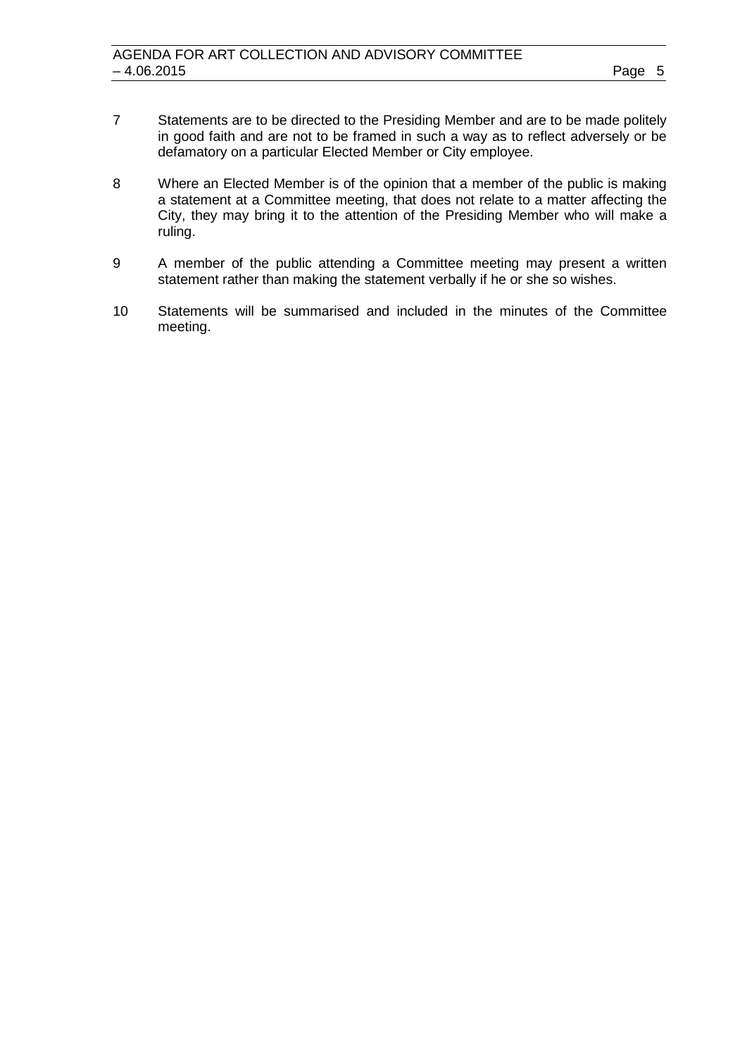7 Statements are to be directed to the Presiding Member and are to be made politely in good faith and are not to be framed in such a way as to reflect adversely or be defamatory on a particular Elected Member or City employee.

8 Where an Elected Member is of the opinion that a member of the public is making a statement at a Committee meeting, that does not relate to a matter affecting the City, they may bring it to the attention of the Presiding Member who will make a ruling.

9 A member of the public attending a Committee meeting may present a written statement rather than making the statement verbally if he or she so wishes.

10 Statements will be summarised and included in the minutes of the Committee meeting.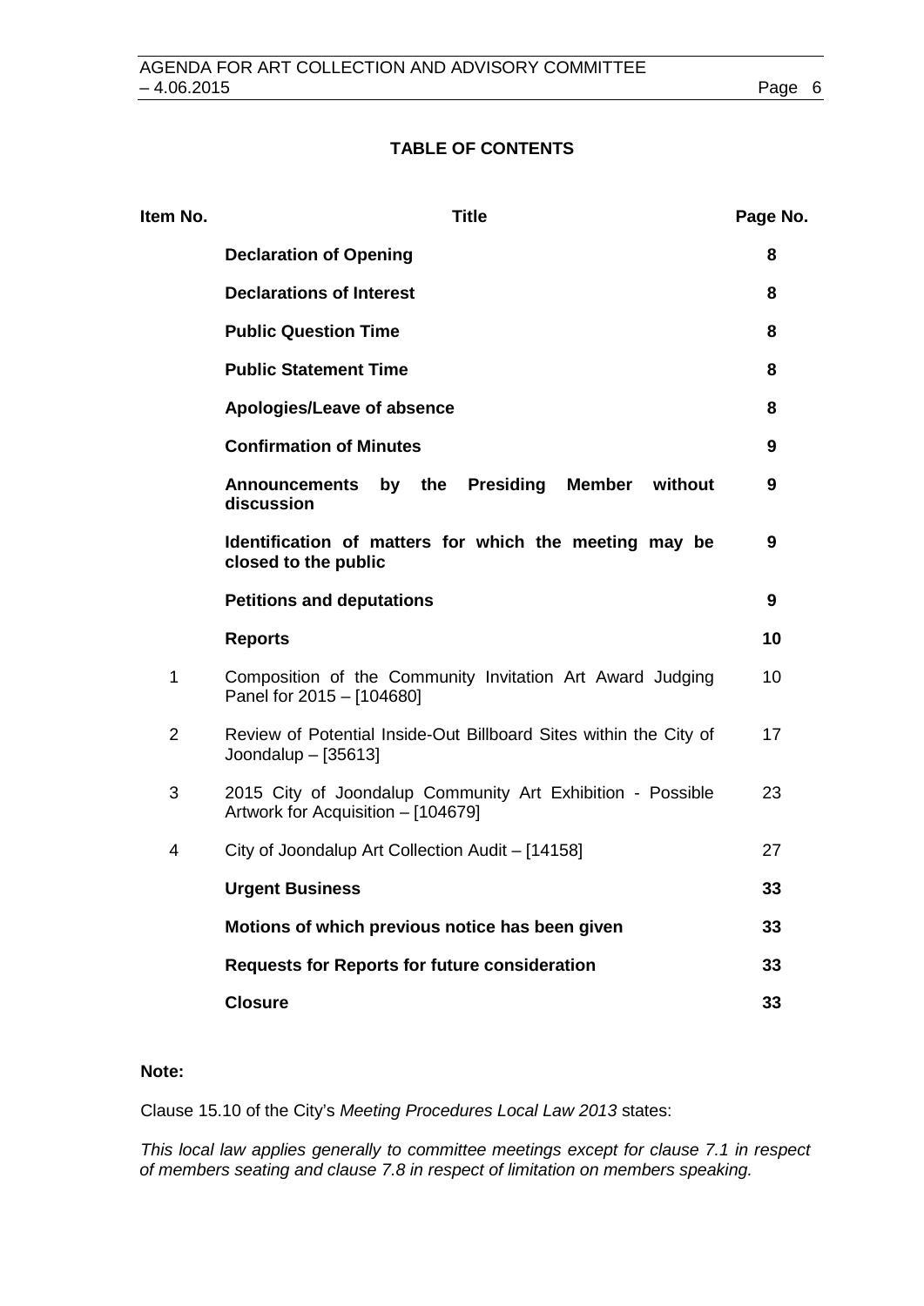# TABLE OF CONTENTS

| Item No. | Title | Page No. |
|---|---|---|
| | **Declaration of Opening** | **8** |
| | **Declarations of Interest** | **8** |
| | **Public Question Time** | **8** |
| | **Public Statement Time** | **8** |
| | **Apologies/Leave of absence** | **8** |
| | **Confirmation of Minutes** | **9** |
| | **Announcements by the Presiding Member without discussion** | **9** |
| | **Identification of matters for which the meeting may be closed to the public** | **9** |
| | **Petitions and deputations** | **9** |
| | **Reports** | **10** |
| 1 | Composition of the Community Invitation Art Award Judging Panel for 2015 – [104680] | 10 |
| 2 | Review of Potential Inside-Out Billboard Sites within the City of Joondalup – [35613] | 17 |
| 3 | 2015 City of Joondalup Community Art Exhibition - Possible Artwork for Acquisition – [104679] | 23 |
| 4 | City of Joondalup Art Collection Audit – [14158] | 27 |
| | **Urgent Business** | **33** |
| | **Motions of which previous notice has been given** | **33** |
| | **Requests for Reports for future consideration** | **33** |
| | **Closure** | **33** |

**Note:**

Clause 15.10 of the City's *Meeting Procedures Local Law 2013* states:

*This local law applies generally to committee meetings except for clause 7.1 in respect of members seating and clause 7.8 in respect of limitation on members speaking.*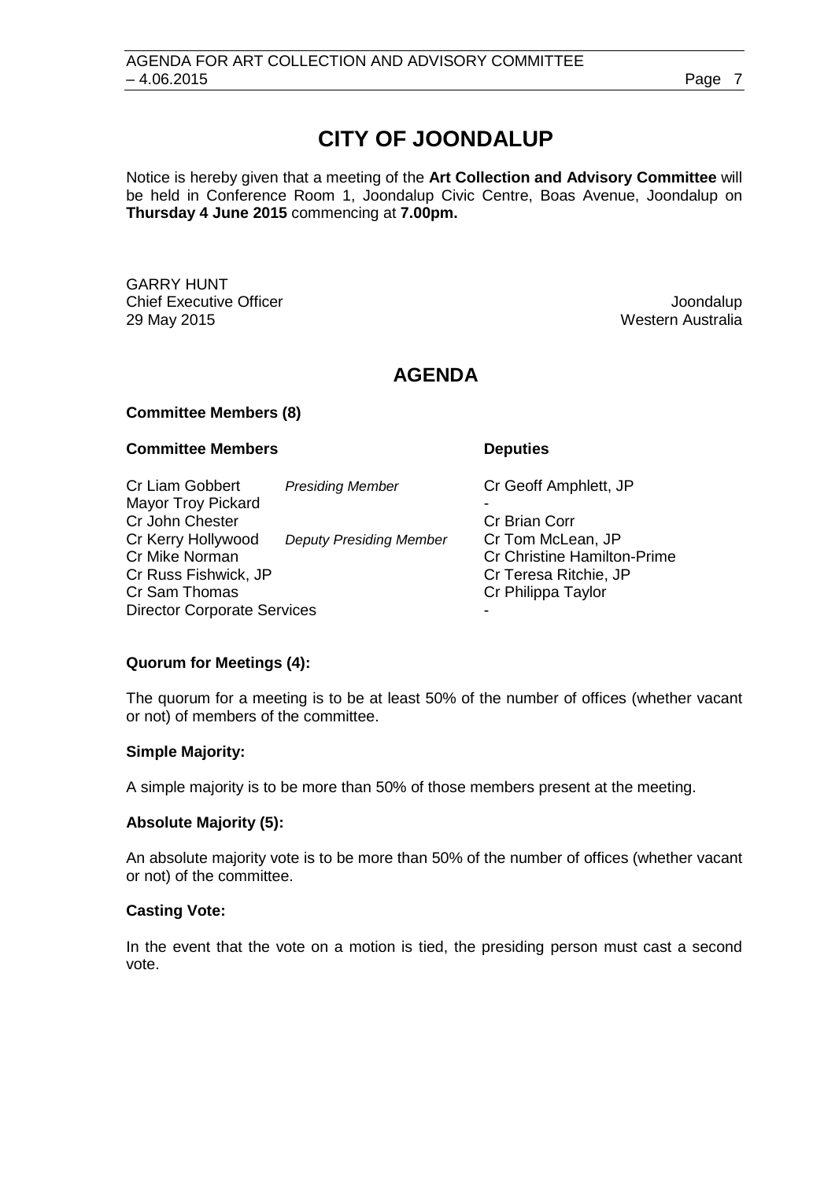# CITY OF JOONDALUP

Notice is hereby given that a meeting of the **Art Collection and Advisory Committee** will be held in Conference Room 1, Joondalup Civic Centre, Boas Avenue, Joondalup on **Thursday 4 June 2015** commencing at **7.00pm.**

GARRY HUNT
Chief Executive Officer
29 May 2015

Joondalup
Western Australia

## AGENDA

**Committee Members (8)**

| **Committee Members** | | **Deputies** |
|---|---|---|
| Cr Liam Gobbert | *Presiding Member* | Cr Geoff Amphlett, JP |
| Mayor Troy Pickard | | - |
| Cr John Chester | | Cr Brian Corr |
| Cr Kerry Hollywood | *Deputy Presiding Member* | Cr Tom McLean, JP |
| Cr Mike Norman | | Cr Christine Hamilton-Prime |
| Cr Russ Fishwick, JP | | Cr Teresa Ritchie, JP |
| Cr Sam Thomas | | Cr Philippa Taylor |
| Director Corporate Services | | - |

**Quorum for Meetings (4):**

The quorum for a meeting is to be at least 50% of the number of offices (whether vacant or not) of members of the committee.

**Simple Majority:**

A simple majority is to be more than 50% of those members present at the meeting.

**Absolute Majority (5):**

An absolute majority vote is to be more than 50% of the number of offices (whether vacant or not) of the committee.

**Casting Vote:**

In the event that the vote on a motion is tied, the presiding person must cast a second vote.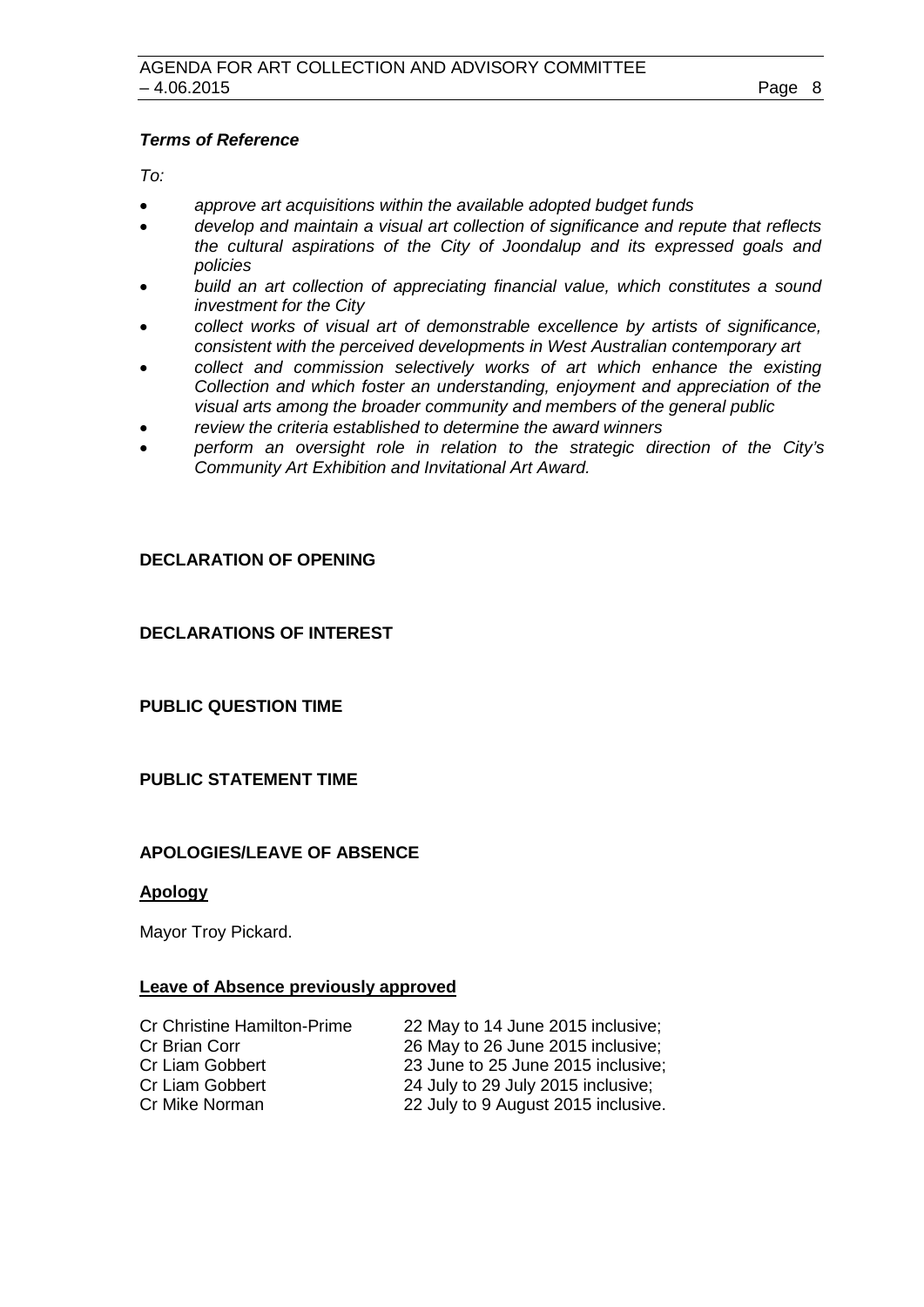***Terms of Reference***

*To:*

- *approve art acquisitions within the available adopted budget funds*
- *develop and maintain a visual art collection of significance and repute that reflects the cultural aspirations of the City of Joondalup and its expressed goals and policies*
- *build an art collection of appreciating financial value, which constitutes a sound investment for the City*
- *collect works of visual art of demonstrable excellence by artists of significance, consistent with the perceived developments in West Australian contemporary art*
- *collect and commission selectively works of art which enhance the existing Collection and which foster an understanding, enjoyment and appreciation of the visual arts among the broader community and members of the general public*
- *review the criteria established to determine the award winners*
- *perform an oversight role in relation to the strategic direction of the City's Community Art Exhibition and Invitational Art Award.*

## DECLARATION OF OPENING

## DECLARATIONS OF INTEREST

## PUBLIC QUESTION TIME

## PUBLIC STATEMENT TIME

## APOLOGIES/LEAVE OF ABSENCE

### Apology

Mayor Troy Pickard.

### Leave of Absence previously approved

| | |
|---|---|
| Cr Christine Hamilton-Prime | 22 May to 14 June 2015 inclusive; |
| Cr Brian Corr | 26 May to 26 June 2015 inclusive; |
| Cr Liam Gobbert | 23 June to 25 June 2015 inclusive; |
| Cr Liam Gobbert | 24 July to 29 July 2015 inclusive; |
| Cr Mike Norman | 22 July to 9 August 2015 inclusive. |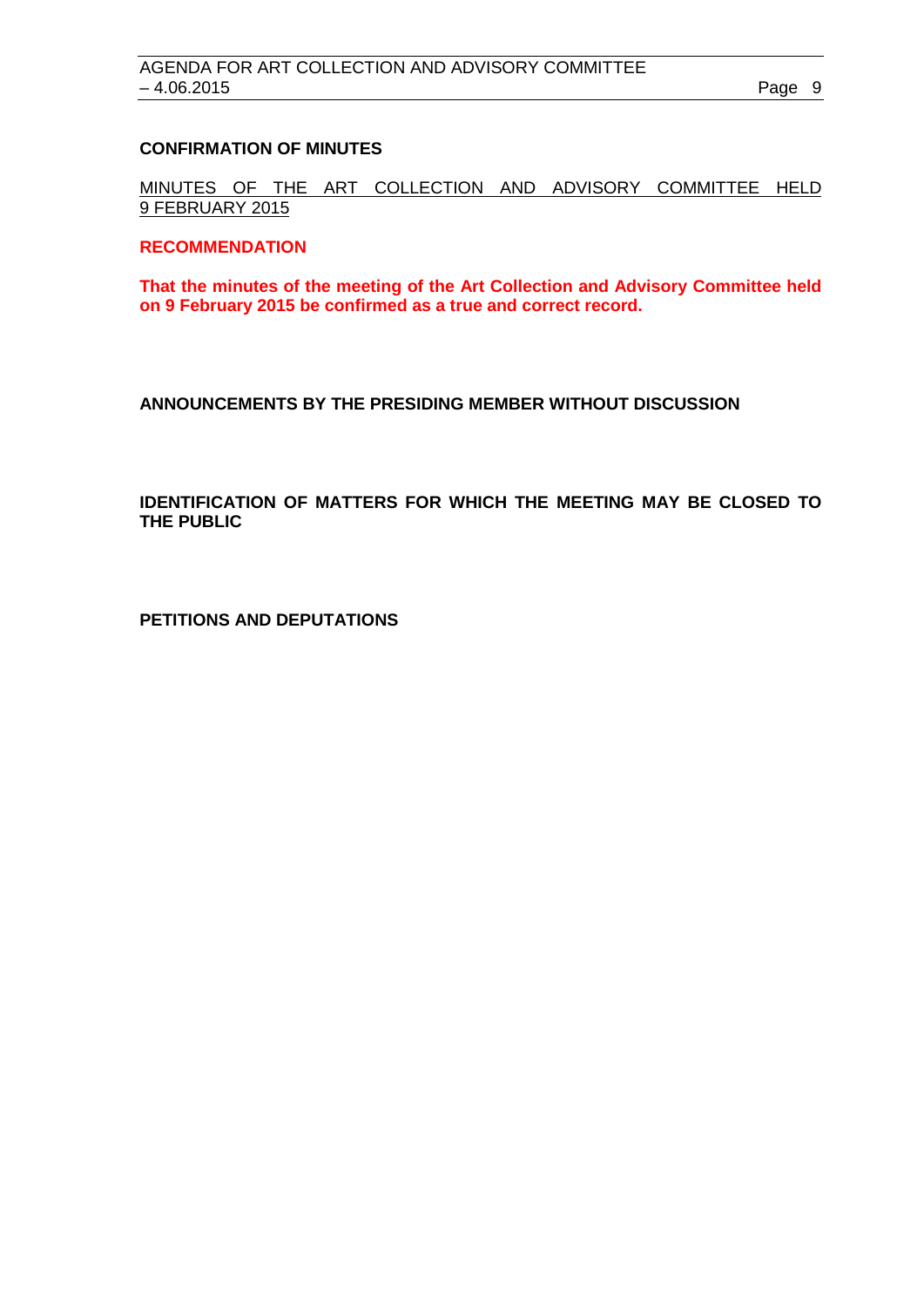## CONFIRMATION OF MINUTES

MINUTES OF THE ART COLLECTION AND ADVISORY COMMITTEE HELD 9 FEBRUARY 2015

**RECOMMENDATION**

**That the minutes of the meeting of the Art Collection and Advisory Committee held on 9 February 2015 be confirmed as a true and correct record.**

## ANNOUNCEMENTS BY THE PRESIDING MEMBER WITHOUT DISCUSSION

## IDENTIFICATION OF MATTERS FOR WHICH THE MEETING MAY BE CLOSED TO THE PUBLIC

## PETITIONS AND DEPUTATIONS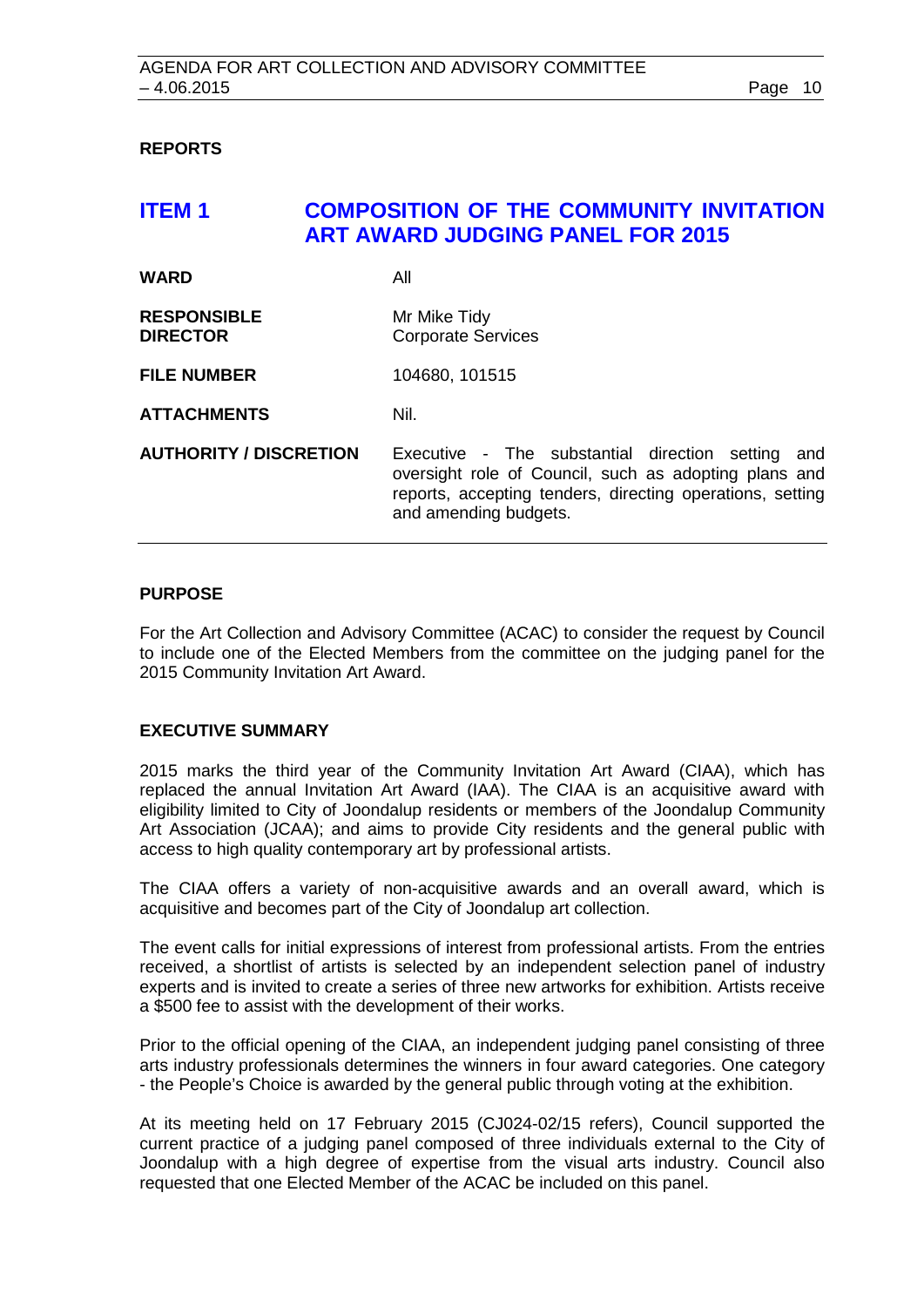**REPORTS**

## ITEM 1 COMPOSITION OF THE COMMUNITY INVITATION ART AWARD JUDGING PANEL FOR 2015

| | |
|---|---|
| **WARD** | All |
| **RESPONSIBLE DIRECTOR** | Mr Mike Tidy<br>Corporate Services |
| **FILE NUMBER** | 104680, 101515 |
| **ATTACHMENTS** | Nil. |
| **AUTHORITY / DISCRETION** | Executive - The substantial direction setting and oversight role of Council, such as adopting plans and reports, accepting tenders, directing operations, setting and amending budgets. |

### PURPOSE

For the Art Collection and Advisory Committee (ACAC) to consider the request by Council to include one of the Elected Members from the committee on the judging panel for the 2015 Community Invitation Art Award.

### EXECUTIVE SUMMARY

2015 marks the third year of the Community Invitation Art Award (CIAA), which has replaced the annual Invitation Art Award (IAA). The CIAA is an acquisitive award with eligibility limited to City of Joondalup residents or members of the Joondalup Community Art Association (JCAA); and aims to provide City residents and the general public with access to high quality contemporary art by professional artists.

The CIAA offers a variety of non-acquisitive awards and an overall award, which is acquisitive and becomes part of the City of Joondalup art collection.

The event calls for initial expressions of interest from professional artists. From the entries received, a shortlist of artists is selected by an independent selection panel of industry experts and is invited to create a series of three new artworks for exhibition. Artists receive a $500 fee to assist with the development of their works.

Prior to the official opening of the CIAA, an independent judging panel consisting of three arts industry professionals determines the winners in four award categories. One category - the People's Choice is awarded by the general public through voting at the exhibition.

At its meeting held on 17 February 2015 (CJ024-02/15 refers), Council supported the current practice of a judging panel composed of three individuals external to the City of Joondalup with a high degree of expertise from the visual arts industry. Council also requested that one Elected Member of the ACAC be included on this panel.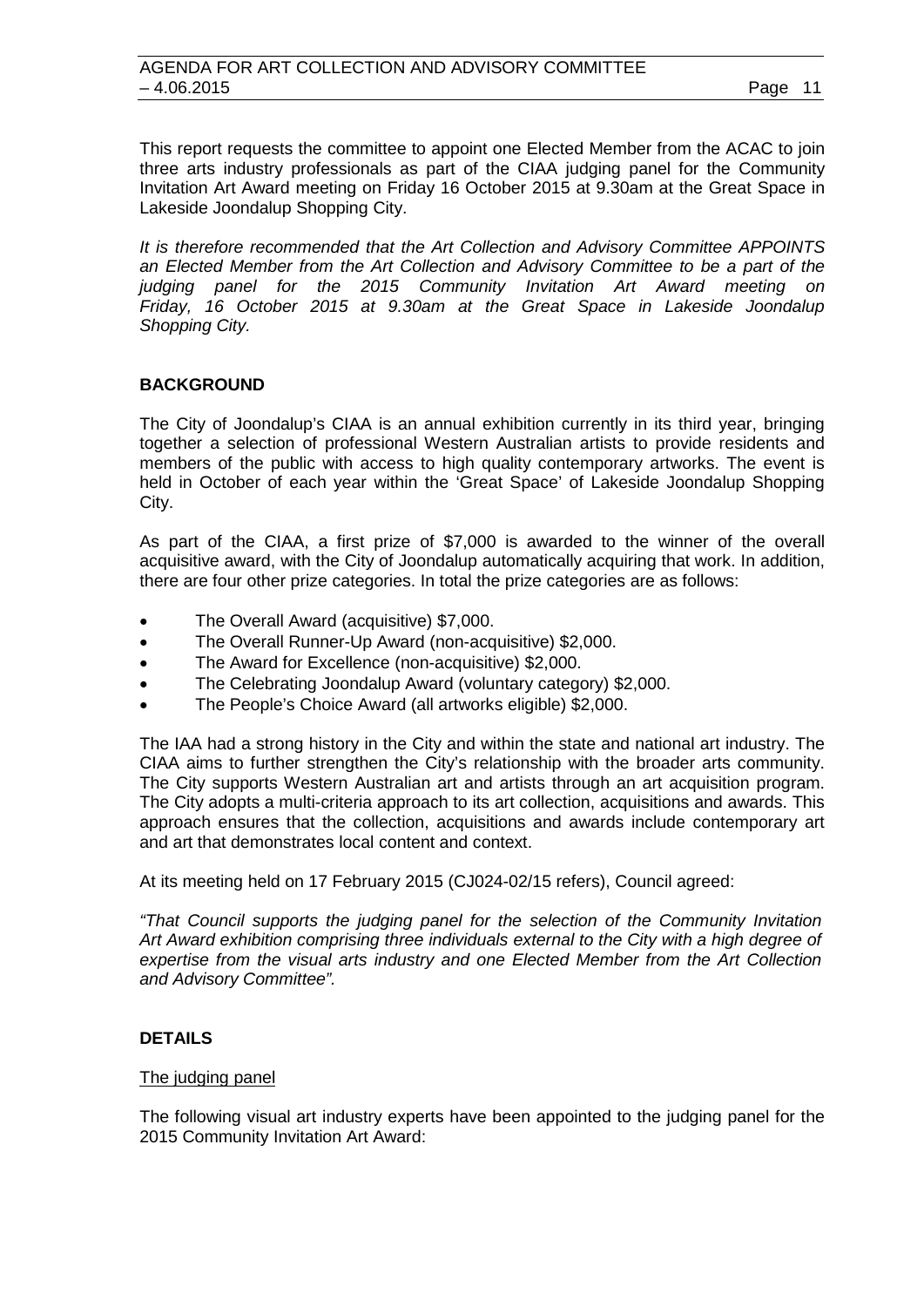This report requests the committee to appoint one Elected Member from the ACAC to join three arts industry professionals as part of the CIAA judging panel for the Community Invitation Art Award meeting on Friday 16 October 2015 at 9.30am at the Great Space in Lakeside Joondalup Shopping City.

*It is therefore recommended that the Art Collection and Advisory Committee APPOINTS an Elected Member from the Art Collection and Advisory Committee to be a part of the judging panel for the 2015 Community Invitation Art Award meeting on Friday, 16 October 2015 at 9.30am at the Great Space in Lakeside Joondalup Shopping City.*

## BACKGROUND

The City of Joondalup's CIAA is an annual exhibition currently in its third year, bringing together a selection of professional Western Australian artists to provide residents and members of the public with access to high quality contemporary artworks. The event is held in October of each year within the 'Great Space' of Lakeside Joondalup Shopping City.

As part of the CIAA, a first prize of $7,000 is awarded to the winner of the overall acquisitive award, with the City of Joondalup automatically acquiring that work. In addition, there are four other prize categories. In total the prize categories are as follows:

- The Overall Award (acquisitive) $7,000.
- The Overall Runner-Up Award (non-acquisitive) $2,000.
- The Award for Excellence (non-acquisitive) $2,000.
- The Celebrating Joondalup Award (voluntary category) $2,000.
- The People's Choice Award (all artworks eligible) $2,000.

The IAA had a strong history in the City and within the state and national art industry. The CIAA aims to further strengthen the City's relationship with the broader arts community. The City supports Western Australian art and artists through an art acquisition program. The City adopts a multi-criteria approach to its art collection, acquisitions and awards. This approach ensures that the collection, acquisitions and awards include contemporary art and art that demonstrates local content and context.

At its meeting held on 17 February 2015 (CJ024-02/15 refers), Council agreed:

*"That Council supports the judging panel for the selection of the Community Invitation Art Award exhibition comprising three individuals external to the City with a high degree of expertise from the visual arts industry and one Elected Member from the Art Collection and Advisory Committee".*

## DETAILS

The judging panel

The following visual art industry experts have been appointed to the judging panel for the 2015 Community Invitation Art Award: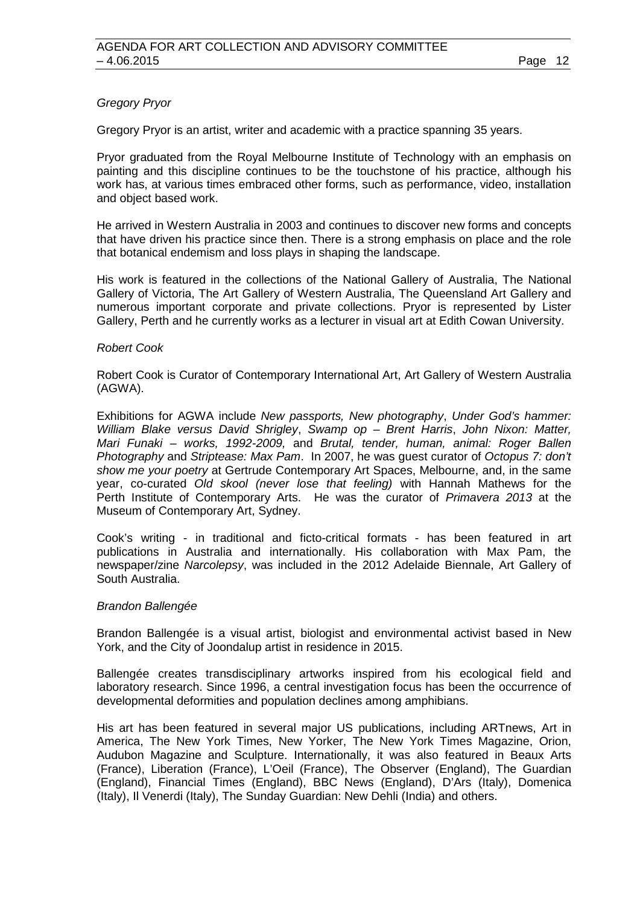*Gregory Pryor*

Gregory Pryor is an artist, writer and academic with a practice spanning 35 years.

Pryor graduated from the Royal Melbourne Institute of Technology with an emphasis on painting and this discipline continues to be the touchstone of his practice, although his work has, at various times embraced other forms, such as performance, video, installation and object based work.

He arrived in Western Australia in 2003 and continues to discover new forms and concepts that have driven his practice since then. There is a strong emphasis on place and the role that botanical endemism and loss plays in shaping the landscape.

His work is featured in the collections of the National Gallery of Australia, The National Gallery of Victoria, The Art Gallery of Western Australia, The Queensland Art Gallery and numerous important corporate and private collections. Pryor is represented by Lister Gallery, Perth and he currently works as a lecturer in visual art at Edith Cowan University.

*Robert Cook*

Robert Cook is Curator of Contemporary International Art, Art Gallery of Western Australia (AGWA).

Exhibitions for AGWA include *New passports, New photography*, *Under God's hammer: William Blake versus David Shrigley*, *Swamp op – Brent Harris*, *John Nixon: Matter, Mari Funaki – works, 1992-2009,* and *Brutal, tender, human, animal: Roger Ballen Photography* and *Striptease: Max Pam*. In 2007, he was guest curator of *Octopus 7: don't show me your poetry* at Gertrude Contemporary Art Spaces, Melbourne, and, in the same year, co-curated *Old skool (never lose that feeling)* with Hannah Mathews for the Perth Institute of Contemporary Arts. He was the curator of *Primavera 2013* at the Museum of Contemporary Art, Sydney.

Cook's writing - in traditional and ficto-critical formats - has been featured in art publications in Australia and internationally. His collaboration with Max Pam, the newspaper/zine *Narcolepsy*, was included in the 2012 Adelaide Biennale, Art Gallery of South Australia.

*Brandon Ballengée*

Brandon Ballengée is a visual artist, biologist and environmental activist based in New York, and the City of Joondalup artist in residence in 2015.

Ballengée creates transdisciplinary artworks inspired from his ecological field and laboratory research. Since 1996, a central investigation focus has been the occurrence of developmental deformities and population declines among amphibians.

His art has been featured in several major US publications, including ARTnews, Art in America, The New York Times, New Yorker, The New York Times Magazine, Orion, Audubon Magazine and Sculpture. Internationally, it was also featured in Beaux Arts (France), Liberation (France), L'Oeil (France), The Observer (England), The Guardian (England), Financial Times (England), BBC News (England), D'Ars (Italy), Domenica (Italy), Il Venerdi (Italy), The Sunday Guardian: New Dehli (India) and others.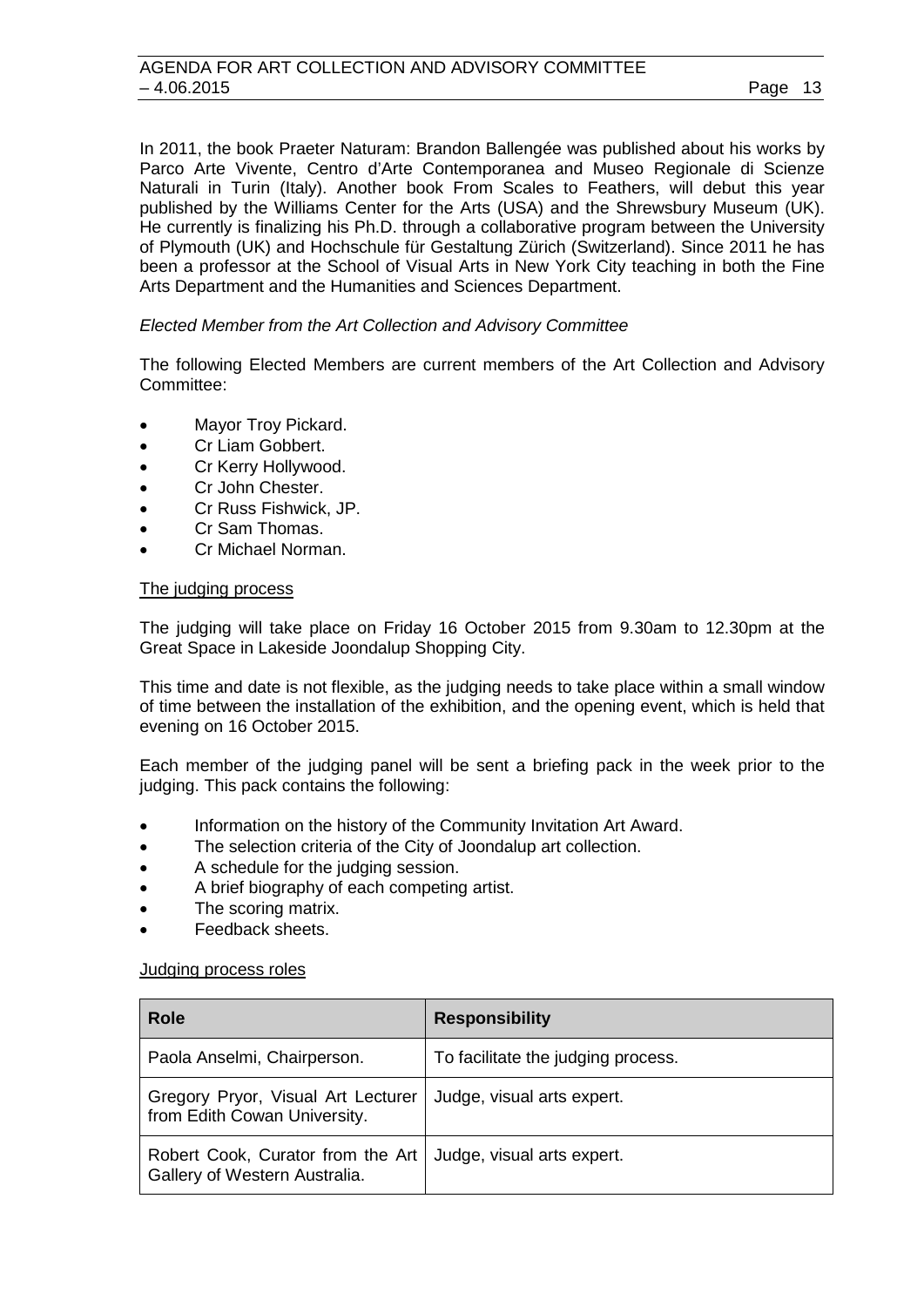In 2011, the book Praeter Naturam: Brandon Ballengée was published about his works by Parco Arte Vivente, Centro d'Arte Contemporanea and Museo Regionale di Scienze Naturali in Turin (Italy). Another book From Scales to Feathers, will debut this year published by the Williams Center for the Arts (USA) and the Shrewsbury Museum (UK). He currently is finalizing his Ph.D. through a collaborative program between the University of Plymouth (UK) and Hochschule für Gestaltung Zürich (Switzerland). Since 2011 he has been a professor at the School of Visual Arts in New York City teaching in both the Fine Arts Department and the Humanities and Sciences Department.

*Elected Member from the Art Collection and Advisory Committee*

The following Elected Members are current members of the Art Collection and Advisory Committee:

- Mayor Troy Pickard.
- Cr Liam Gobbert.
- Cr Kerry Hollywood.
- Cr John Chester.
- Cr Russ Fishwick, JP.
- Cr Sam Thomas.
- Cr Michael Norman.

<u>The judging process</u>

The judging will take place on Friday 16 October 2015 from 9.30am to 12.30pm at the Great Space in Lakeside Joondalup Shopping City.

This time and date is not flexible, as the judging needs to take place within a small window of time between the installation of the exhibition, and the opening event, which is held that evening on 16 October 2015.

Each member of the judging panel will be sent a briefing pack in the week prior to the judging. This pack contains the following:

- Information on the history of the Community Invitation Art Award.
- The selection criteria of the City of Joondalup art collection.
- A schedule for the judging session.
- A brief biography of each competing artist.
- The scoring matrix.
- Feedback sheets.

<u>Judging process roles</u>

| Role | Responsibility |
|---|---|
| Paola Anselmi, Chairperson. | To facilitate the judging process. |
| Gregory Pryor, Visual Art Lecturer from Edith Cowan University. | Judge, visual arts expert. |
| Robert Cook, Curator from the Art Gallery of Western Australia. | Judge, visual arts expert. |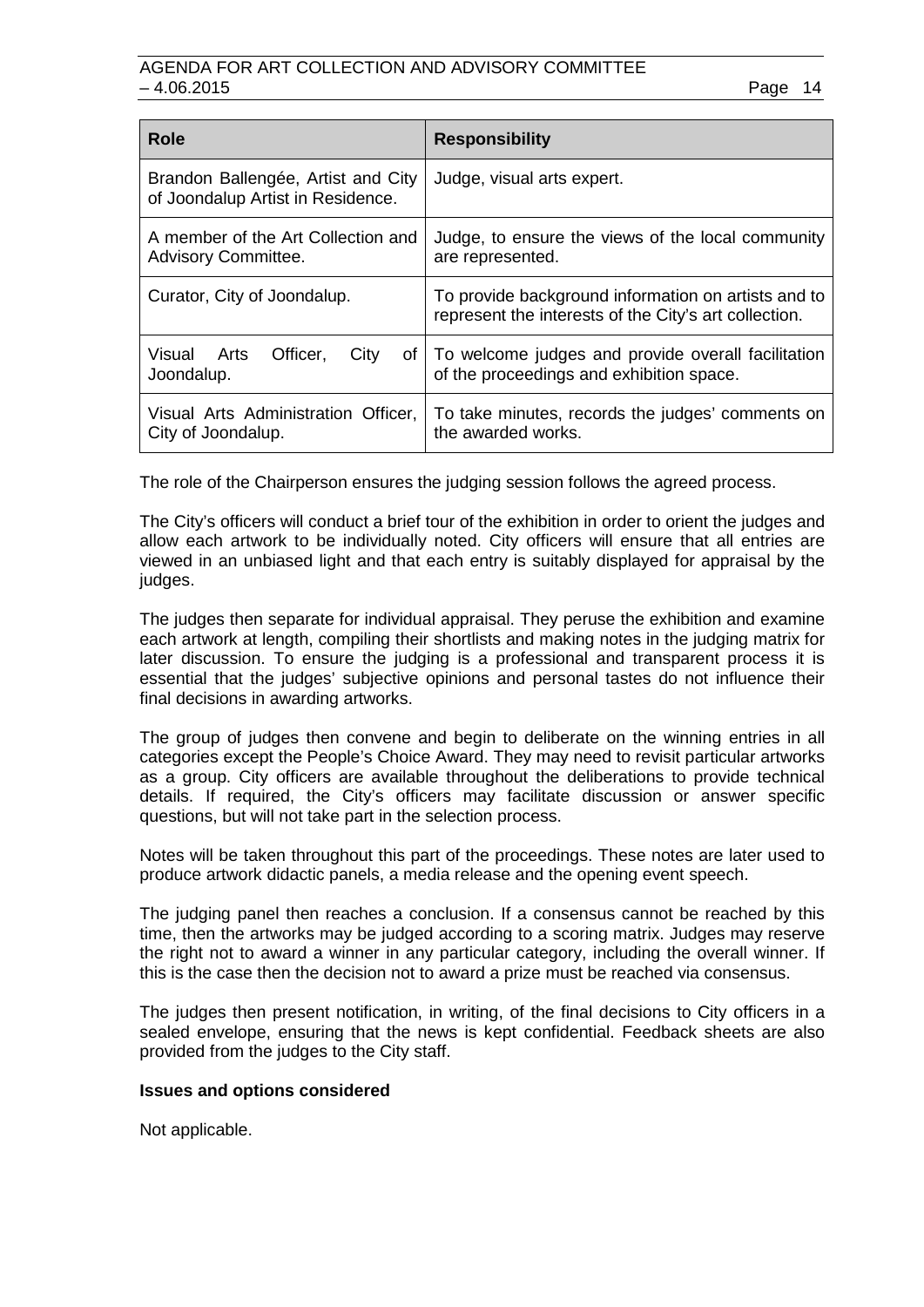| Role | Responsibility |
| --- | --- |
| Brandon Ballengée, Artist and City of Joondalup Artist in Residence. | Judge, visual arts expert. |
| A member of the Art Collection and Advisory Committee. | Judge, to ensure the views of the local community are represented. |
| Curator, City of Joondalup. | To provide background information on artists and to represent the interests of the City's art collection. |
| Visual Arts Officer, City of Joondalup. | To welcome judges and provide overall facilitation of the proceedings and exhibition space. |
| Visual Arts Administration Officer, City of Joondalup. | To take minutes, records the judges' comments on the awarded works. |

The role of the Chairperson ensures the judging session follows the agreed process.

The City's officers will conduct a brief tour of the exhibition in order to orient the judges and allow each artwork to be individually noted. City officers will ensure that all entries are viewed in an unbiased light and that each entry is suitably displayed for appraisal by the judges.

The judges then separate for individual appraisal. They peruse the exhibition and examine each artwork at length, compiling their shortlists and making notes in the judging matrix for later discussion. To ensure the judging is a professional and transparent process it is essential that the judges' subjective opinions and personal tastes do not influence their final decisions in awarding artworks.

The group of judges then convene and begin to deliberate on the winning entries in all categories except the People's Choice Award. They may need to revisit particular artworks as a group. City officers are available throughout the deliberations to provide technical details. If required, the City's officers may facilitate discussion or answer specific questions, but will not take part in the selection process.

Notes will be taken throughout this part of the proceedings. These notes are later used to produce artwork didactic panels, a media release and the opening event speech.

The judging panel then reaches a conclusion. If a consensus cannot be reached by this time, then the artworks may be judged according to a scoring matrix. Judges may reserve the right not to award a winner in any particular category, including the overall winner. If this is the case then the decision not to award a prize must be reached via consensus.

The judges then present notification, in writing, of the final decisions to City officers in a sealed envelope, ensuring that the news is kept confidential. Feedback sheets are also provided from the judges to the City staff.

**Issues and options considered**

Not applicable.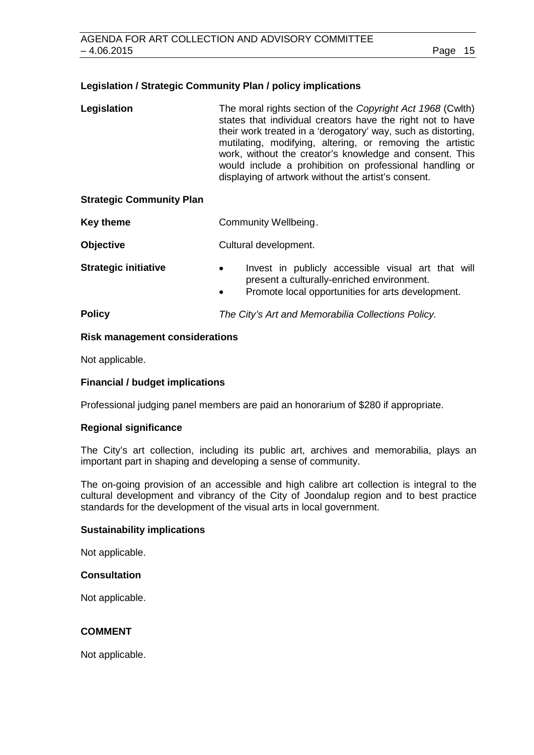### Legislation / Strategic Community Plan / policy implications

**Legislation** The moral rights section of the *Copyright Act 1968* (Cwlth) states that individual creators have the right not to have their work treated in a 'derogatory' way, such as distorting, mutilating, modifying, altering, or removing the artistic work, without the creator's knowledge and consent. This would include a prohibition on professional handling or displaying of artwork without the artist's consent.

**Strategic Community Plan**

**Key theme** Community Wellbeing.

**Objective** Cultural development.

**Strategic initiative**

- Invest in publicly accessible visual art that will present a culturally-enriched environment.
- Promote local opportunities for arts development.

**Policy** *The City's Art and Memorabilia Collections Policy.*

### Risk management considerations

Not applicable.

### Financial / budget implications

Professional judging panel members are paid an honorarium of $280 if appropriate.

### Regional significance

The City's art collection, including its public art, archives and memorabilia, plays an important part in shaping and developing a sense of community.

The on-going provision of an accessible and high calibre art collection is integral to the cultural development and vibrancy of the City of Joondalup region and to best practice standards for the development of the visual arts in local government.

### Sustainability implications

Not applicable.

### Consultation

Not applicable.

## COMMENT

Not applicable.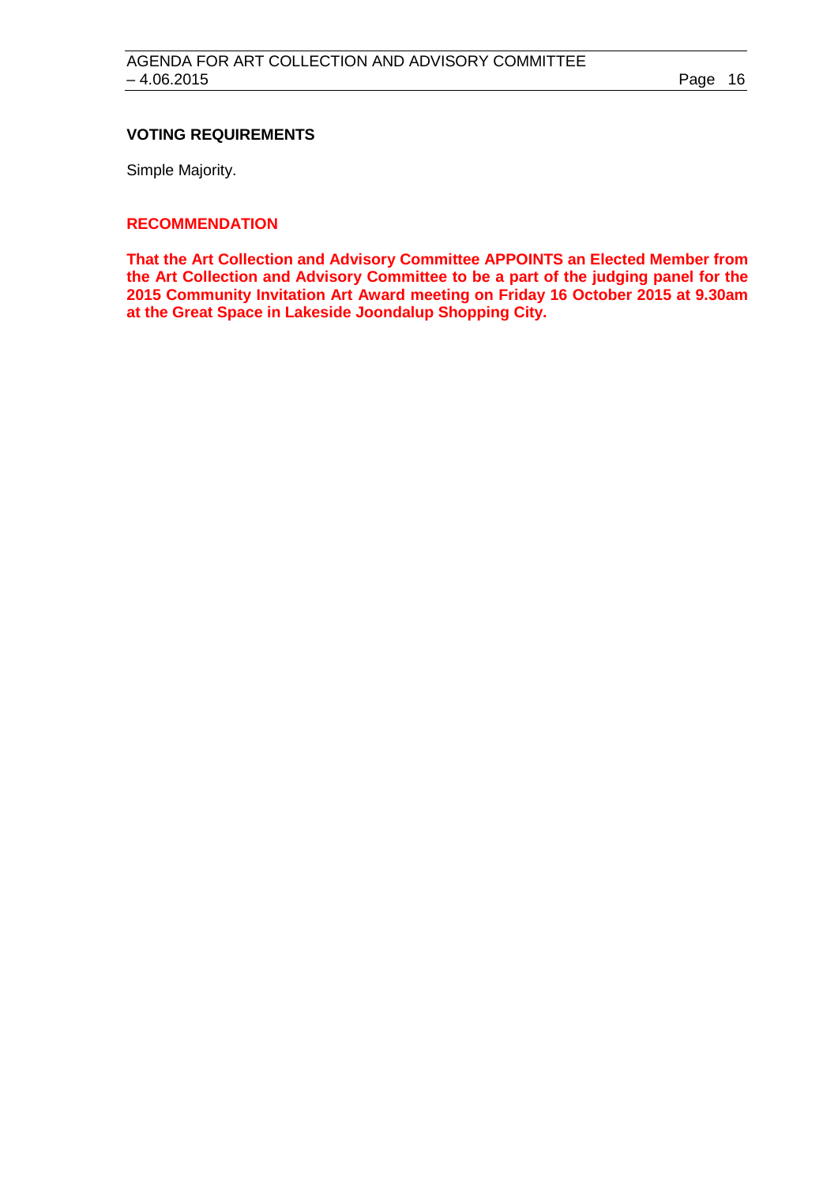**VOTING REQUIREMENTS**

Simple Majority.

**RECOMMENDATION**

**That the Art Collection and Advisory Committee APPOINTS an Elected Member from the Art Collection and Advisory Committee to be a part of the judging panel for the 2015 Community Invitation Art Award meeting on Friday 16 October 2015 at 9.30am at the Great Space in Lakeside Joondalup Shopping City.**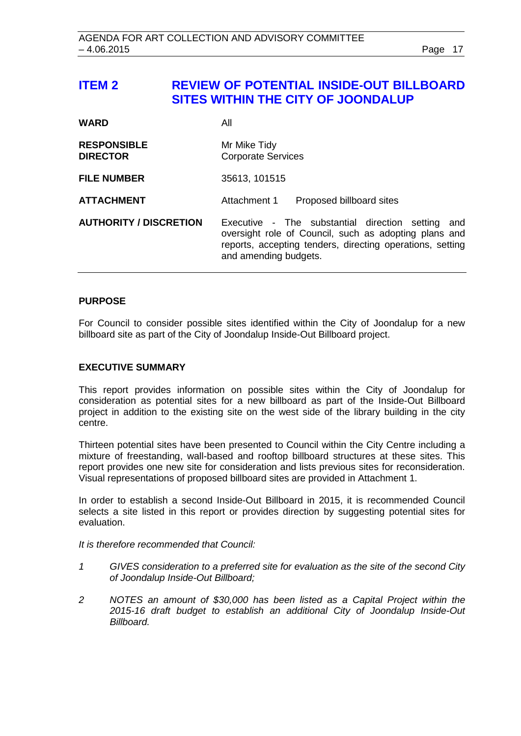# ITEM 2 REVIEW OF POTENTIAL INSIDE-OUT BILLBOARD SITES WITHIN THE CITY OF JOONDALUP

| | |
|---|---|
| **WARD** | All |
| **RESPONSIBLE DIRECTOR** | Mr Mike Tidy<br>Corporate Services |
| **FILE NUMBER** | 35613, 101515 |
| **ATTACHMENT** | Attachment 1 Proposed billboard sites |
| **AUTHORITY / DISCRETION** | Executive - The substantial direction setting and oversight role of Council, such as adopting plans and reports, accepting tenders, directing operations, setting and amending budgets. |

## PURPOSE

For Council to consider possible sites identified within the City of Joondalup for a new billboard site as part of the City of Joondalup Inside-Out Billboard project.

## EXECUTIVE SUMMARY

This report provides information on possible sites within the City of Joondalup for consideration as potential sites for a new billboard as part of the Inside-Out Billboard project in addition to the existing site on the west side of the library building in the city centre.

Thirteen potential sites have been presented to Council within the City Centre including a mixture of freestanding, wall-based and rooftop billboard structures at these sites. This report provides one new site for consideration and lists previous sites for reconsideration. Visual representations of proposed billboard sites are provided in Attachment 1.

In order to establish a second Inside-Out Billboard in 2015, it is recommended Council selects a site listed in this report or provides direction by suggesting potential sites for evaluation.

*It is therefore recommended that Council:*

1. *GIVES consideration to a preferred site for evaluation as the site of the second City of Joondalup Inside-Out Billboard;*
2. *NOTES an amount of $30,000 has been listed as a Capital Project within the 2015-16 draft budget to establish an additional City of Joondalup Inside-Out Billboard.*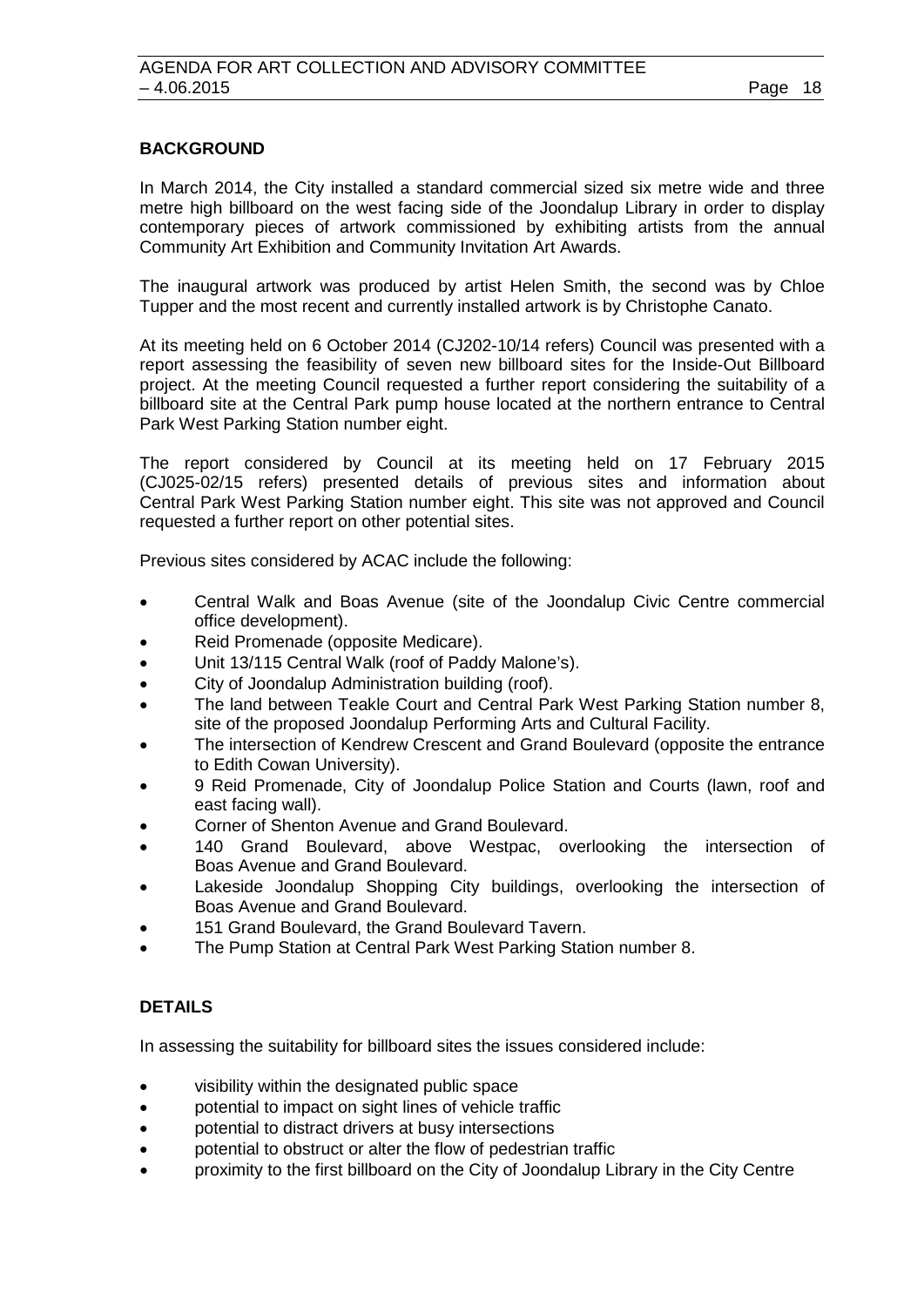## BACKGROUND

In March 2014, the City installed a standard commercial sized six metre wide and three metre high billboard on the west facing side of the Joondalup Library in order to display contemporary pieces of artwork commissioned by exhibiting artists from the annual Community Art Exhibition and Community Invitation Art Awards.

The inaugural artwork was produced by artist Helen Smith, the second was by Chloe Tupper and the most recent and currently installed artwork is by Christophe Canato.

At its meeting held on 6 October 2014 (CJ202-10/14 refers) Council was presented with a report assessing the feasibility of seven new billboard sites for the Inside-Out Billboard project. At the meeting Council requested a further report considering the suitability of a billboard site at the Central Park pump house located at the northern entrance to Central Park West Parking Station number eight.

The report considered by Council at its meeting held on 17 February 2015 (CJ025-02/15 refers) presented details of previous sites and information about Central Park West Parking Station number eight. This site was not approved and Council requested a further report on other potential sites.

Previous sites considered by ACAC include the following:

- Central Walk and Boas Avenue (site of the Joondalup Civic Centre commercial office development).
- Reid Promenade (opposite Medicare).
- Unit 13/115 Central Walk (roof of Paddy Malone's).
- City of Joondalup Administration building (roof).
- The land between Teakle Court and Central Park West Parking Station number 8, site of the proposed Joondalup Performing Arts and Cultural Facility.
- The intersection of Kendrew Crescent and Grand Boulevard (opposite the entrance to Edith Cowan University).
- 9 Reid Promenade, City of Joondalup Police Station and Courts (lawn, roof and east facing wall).
- Corner of Shenton Avenue and Grand Boulevard.
- 140 Grand Boulevard, above Westpac, overlooking the intersection of Boas Avenue and Grand Boulevard.
- Lakeside Joondalup Shopping City buildings, overlooking the intersection of Boas Avenue and Grand Boulevard.
- 151 Grand Boulevard, the Grand Boulevard Tavern.
- The Pump Station at Central Park West Parking Station number 8.

## DETAILS

In assessing the suitability for billboard sites the issues considered include:

- visibility within the designated public space
- potential to impact on sight lines of vehicle traffic
- potential to distract drivers at busy intersections
- potential to obstruct or alter the flow of pedestrian traffic
- proximity to the first billboard on the City of Joondalup Library in the City Centre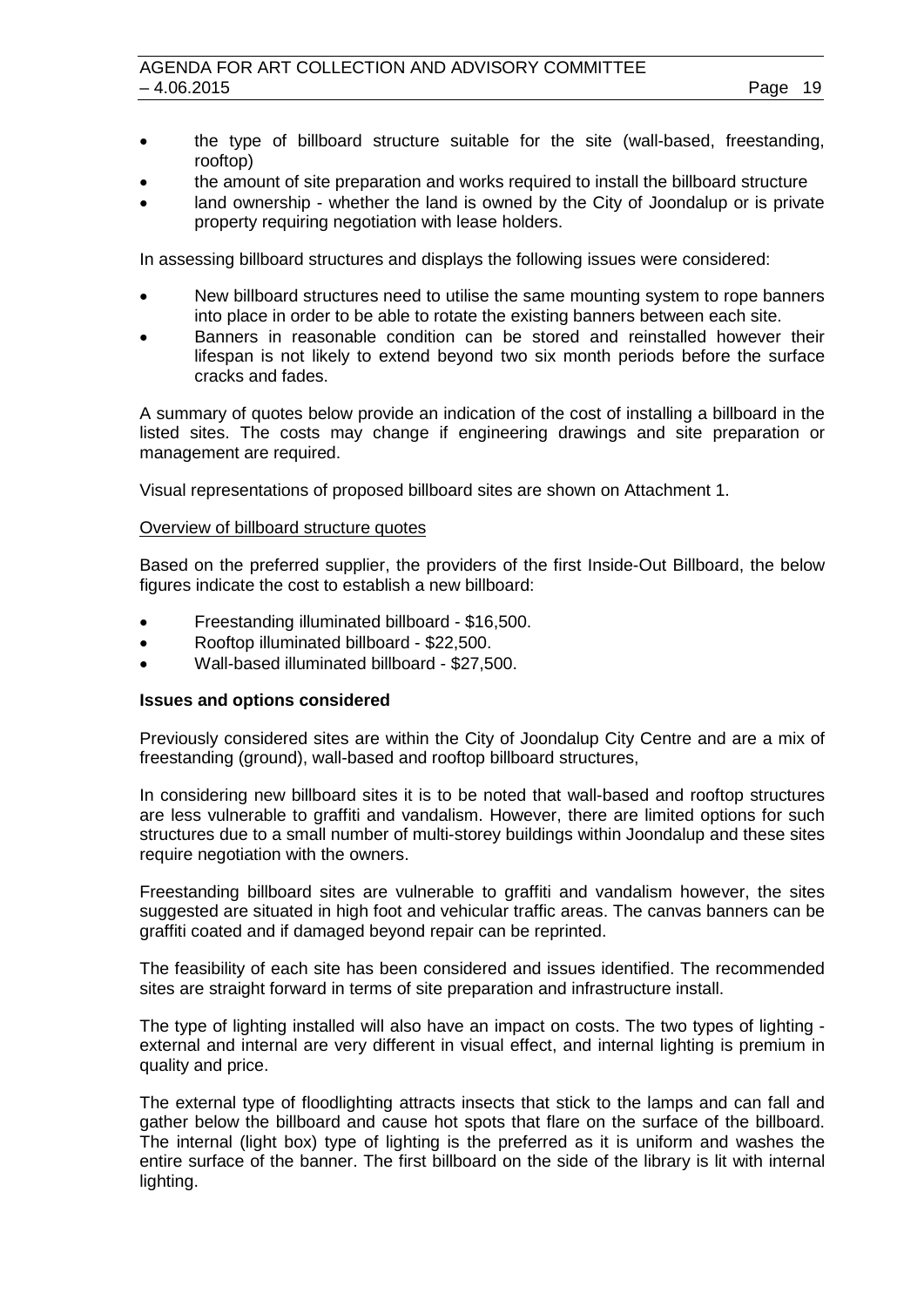- the type of billboard structure suitable for the site (wall-based, freestanding, rooftop)
- the amount of site preparation and works required to install the billboard structure
- land ownership - whether the land is owned by the City of Joondalup or is private property requiring negotiation with lease holders.

In assessing billboard structures and displays the following issues were considered:

- New billboard structures need to utilise the same mounting system to rope banners into place in order to be able to rotate the existing banners between each site.
- Banners in reasonable condition can be stored and reinstalled however their lifespan is not likely to extend beyond two six month periods before the surface cracks and fades.

A summary of quotes below provide an indication of the cost of installing a billboard in the listed sites. The costs may change if engineering drawings and site preparation or management are required.

Visual representations of proposed billboard sites are shown on Attachment 1.

<u>Overview of billboard structure quotes</u>

Based on the preferred supplier, the providers of the first Inside-Out Billboard, the below figures indicate the cost to establish a new billboard:

- Freestanding illuminated billboard - $16,500.
- Rooftop illuminated billboard - $22,500.
- Wall-based illuminated billboard - $27,500.

**Issues and options considered**

Previously considered sites are within the City of Joondalup City Centre and are a mix of freestanding (ground), wall-based and rooftop billboard structures,

In considering new billboard sites it is to be noted that wall-based and rooftop structures are less vulnerable to graffiti and vandalism. However, there are limited options for such structures due to a small number of multi-storey buildings within Joondalup and these sites require negotiation with the owners.

Freestanding billboard sites are vulnerable to graffiti and vandalism however, the sites suggested are situated in high foot and vehicular traffic areas. The canvas banners can be graffiti coated and if damaged beyond repair can be reprinted.

The feasibility of each site has been considered and issues identified. The recommended sites are straight forward in terms of site preparation and infrastructure install.

The type of lighting installed will also have an impact on costs. The two types of lighting - external and internal are very different in visual effect, and internal lighting is premium in quality and price.

The external type of floodlighting attracts insects that stick to the lamps and can fall and gather below the billboard and cause hot spots that flare on the surface of the billboard. The internal (light box) type of lighting is the preferred as it is uniform and washes the entire surface of the banner. The first billboard on the side of the library is lit with internal lighting.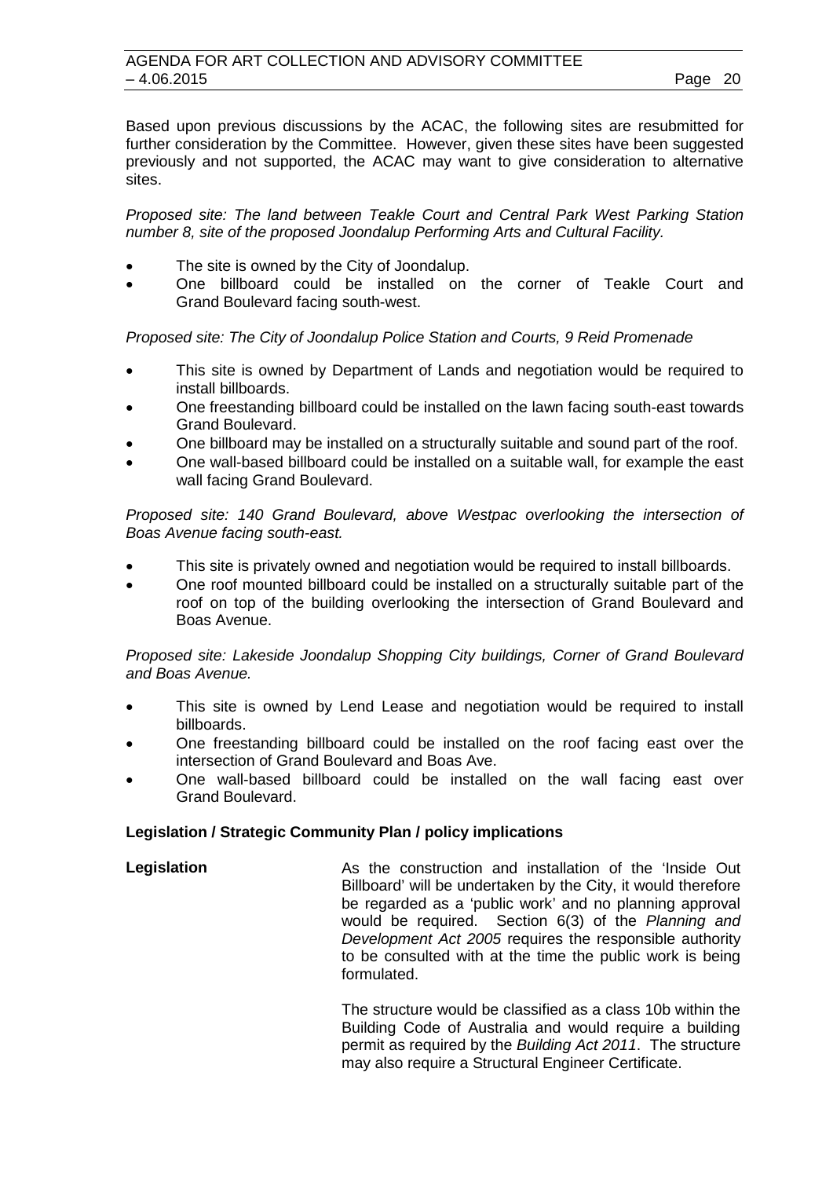Based upon previous discussions by the ACAC, the following sites are resubmitted for further consideration by the Committee. However, given these sites have been suggested previously and not supported, the ACAC may want to give consideration to alternative sites.

*Proposed site: The land between Teakle Court and Central Park West Parking Station number 8, site of the proposed Joondalup Performing Arts and Cultural Facility.*

- The site is owned by the City of Joondalup.
- One billboard could be installed on the corner of Teakle Court and Grand Boulevard facing south-west.

*Proposed site: The City of Joondalup Police Station and Courts, 9 Reid Promenade*

- This site is owned by Department of Lands and negotiation would be required to install billboards.
- One freestanding billboard could be installed on the lawn facing south-east towards Grand Boulevard.
- One billboard may be installed on a structurally suitable and sound part of the roof.
- One wall-based billboard could be installed on a suitable wall, for example the east wall facing Grand Boulevard.

*Proposed site: 140 Grand Boulevard, above Westpac overlooking the intersection of Boas Avenue facing south-east.*

- This site is privately owned and negotiation would be required to install billboards.
- One roof mounted billboard could be installed on a structurally suitable part of the roof on top of the building overlooking the intersection of Grand Boulevard and Boas Avenue.

*Proposed site: Lakeside Joondalup Shopping City buildings, Corner of Grand Boulevard and Boas Avenue.*

- This site is owned by Lend Lease and negotiation would be required to install billboards.
- One freestanding billboard could be installed on the roof facing east over the intersection of Grand Boulevard and Boas Ave.
- One wall-based billboard could be installed on the wall facing east over Grand Boulevard.

**Legislation / Strategic Community Plan / policy implications**

**Legislation**

As the construction and installation of the 'Inside Out Billboard' will be undertaken by the City, it would therefore be regarded as a 'public work' and no planning approval would be required. Section 6(3) of the *Planning and Development Act 2005* requires the responsible authority to be consulted with at the time the public work is being formulated.

The structure would be classified as a class 10b within the Building Code of Australia and would require a building permit as required by the *Building Act 2011*. The structure may also require a Structural Engineer Certificate.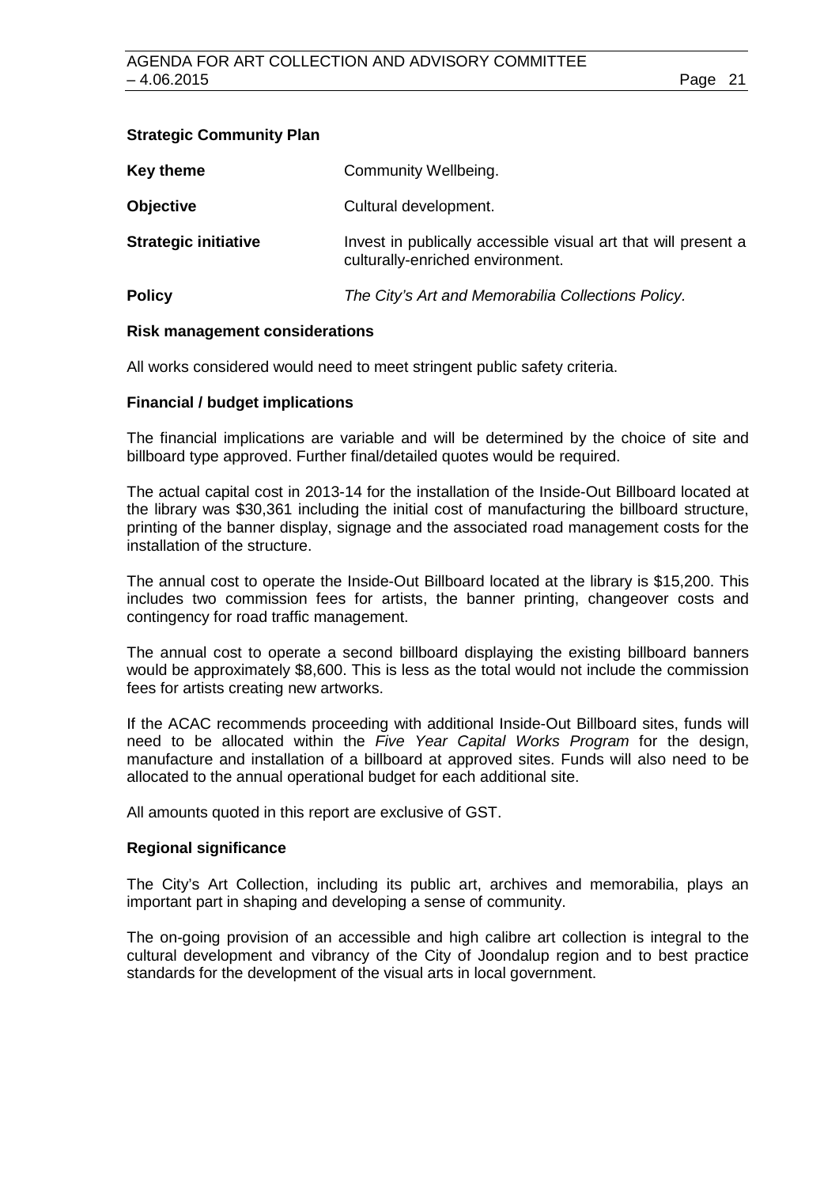**Strategic Community Plan**

| | |
|---|---|
| **Key theme** | Community Wellbeing. |
| **Objective** | Cultural development. |
| **Strategic initiative** | Invest in publically accessible visual art that will present a culturally-enriched environment. |
| **Policy** | *The City's Art and Memorabilia Collections Policy.* |

**Risk management considerations**

All works considered would need to meet stringent public safety criteria.

**Financial / budget implications**

The financial implications are variable and will be determined by the choice of site and billboard type approved. Further final/detailed quotes would be required.

The actual capital cost in 2013-14 for the installation of the Inside-Out Billboard located at the library was $30,361 including the initial cost of manufacturing the billboard structure, printing of the banner display, signage and the associated road management costs for the installation of the structure.

The annual cost to operate the Inside-Out Billboard located at the library is $15,200. This includes two commission fees for artists, the banner printing, changeover costs and contingency for road traffic management.

The annual cost to operate a second billboard displaying the existing billboard banners would be approximately $8,600. This is less as the total would not include the commission fees for artists creating new artworks.

If the ACAC recommends proceeding with additional Inside-Out Billboard sites, funds will need to be allocated within the *Five Year Capital Works Program* for the design, manufacture and installation of a billboard at approved sites. Funds will also need to be allocated to the annual operational budget for each additional site.

All amounts quoted in this report are exclusive of GST.

**Regional significance**

The City's Art Collection, including its public art, archives and memorabilia, plays an important part in shaping and developing a sense of community.

The on-going provision of an accessible and high calibre art collection is integral to the cultural development and vibrancy of the City of Joondalup region and to best practice standards for the development of the visual arts in local government.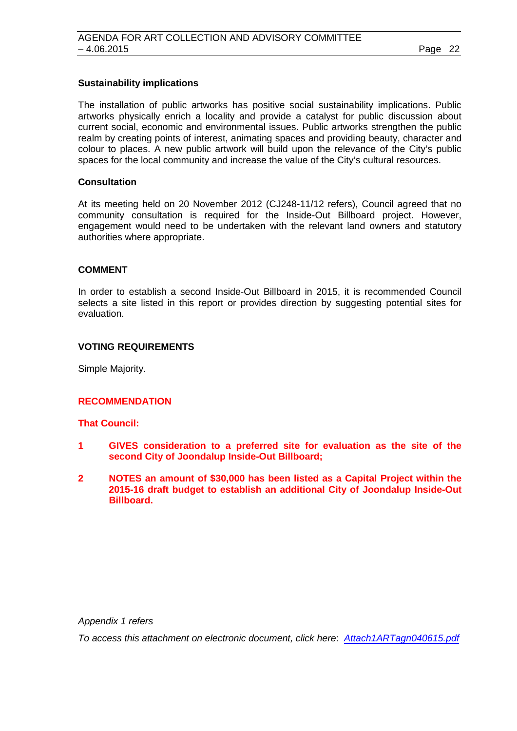**Sustainability implications**

The installation of public artworks has positive social sustainability implications. Public artworks physically enrich a locality and provide a catalyst for public discussion about current social, economic and environmental issues. Public artworks strengthen the public realm by creating points of interest, animating spaces and providing beauty, character and colour to places. A new public artwork will build upon the relevance of the City's public spaces for the local community and increase the value of the City's cultural resources.

**Consultation**

At its meeting held on 20 November 2012 (CJ248-11/12 refers), Council agreed that no community consultation is required for the Inside-Out Billboard project. However, engagement would need to be undertaken with the relevant land owners and statutory authorities where appropriate.

## COMMENT

In order to establish a second Inside-Out Billboard in 2015, it is recommended Council selects a site listed in this report or provides direction by suggesting potential sites for evaluation.

## VOTING REQUIREMENTS

Simple Majority.

## RECOMMENDATION

**That Council:**

1. **GIVES consideration to a preferred site for evaluation as the site of the second City of Joondalup Inside-Out Billboard;**
2. **NOTES an amount of $30,000 has been listed as a Capital Project within the 2015-16 draft budget to establish an additional City of Joondalup Inside-Out Billboard.**

*Appendix 1 refers*

*To access this attachment on electronic document, click here*: *Attach1ARTagn040615.pdf*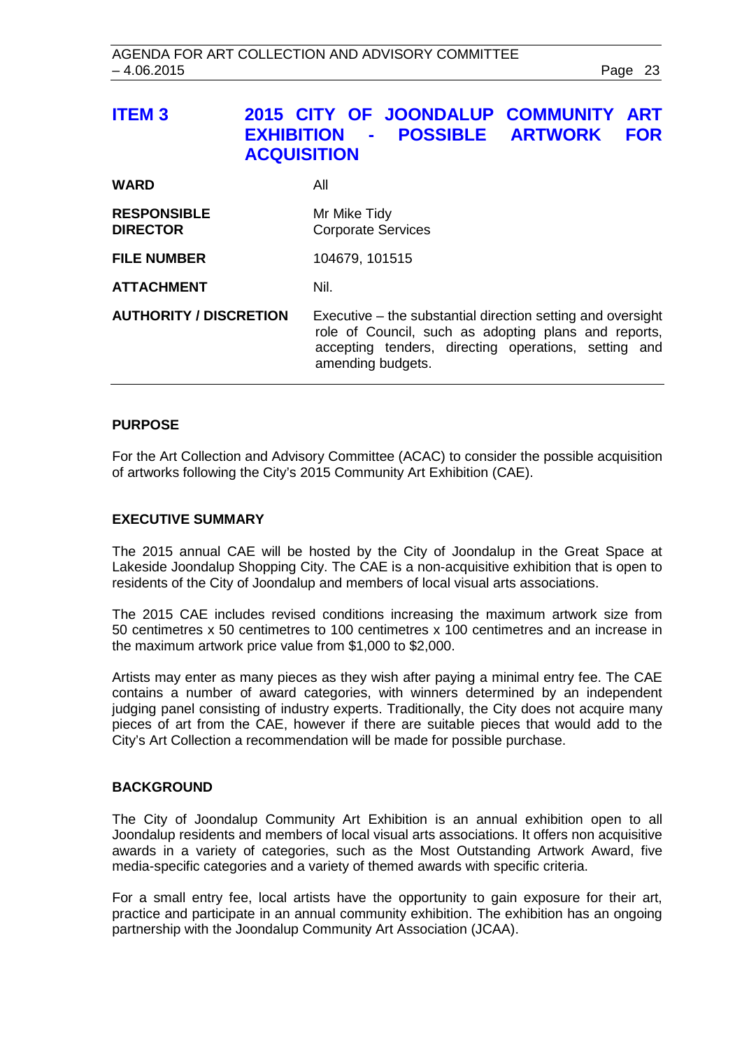## ITEM 3 2015 CITY OF JOONDALUP COMMUNITY ART EXHIBITION - POSSIBLE ARTWORK FOR ACQUISITION

| | |
|---|---|
| **WARD** | All |
| **RESPONSIBLE DIRECTOR** | Mr Mike Tidy<br>Corporate Services |
| **FILE NUMBER** | 104679, 101515 |
| **ATTACHMENT** | Nil. |
| **AUTHORITY / DISCRETION** | Executive – the substantial direction setting and oversight role of Council, such as adopting plans and reports, accepting tenders, directing operations, setting and amending budgets. |

### PURPOSE

For the Art Collection and Advisory Committee (ACAC) to consider the possible acquisition of artworks following the City's 2015 Community Art Exhibition (CAE).

### EXECUTIVE SUMMARY

The 2015 annual CAE will be hosted by the City of Joondalup in the Great Space at Lakeside Joondalup Shopping City. The CAE is a non-acquisitive exhibition that is open to residents of the City of Joondalup and members of local visual arts associations.

The 2015 CAE includes revised conditions increasing the maximum artwork size from 50 centimetres x 50 centimetres to 100 centimetres x 100 centimetres and an increase in the maximum artwork price value from $1,000 to $2,000.

Artists may enter as many pieces as they wish after paying a minimal entry fee. The CAE contains a number of award categories, with winners determined by an independent judging panel consisting of industry experts. Traditionally, the City does not acquire many pieces of art from the CAE, however if there are suitable pieces that would add to the City's Art Collection a recommendation will be made for possible purchase.

### BACKGROUND

The City of Joondalup Community Art Exhibition is an annual exhibition open to all Joondalup residents and members of local visual arts associations. It offers non acquisitive awards in a variety of categories, such as the Most Outstanding Artwork Award, five media-specific categories and a variety of themed awards with specific criteria.

For a small entry fee, local artists have the opportunity to gain exposure for their art, practice and participate in an annual community exhibition. The exhibition has an ongoing partnership with the Joondalup Community Art Association (JCAA).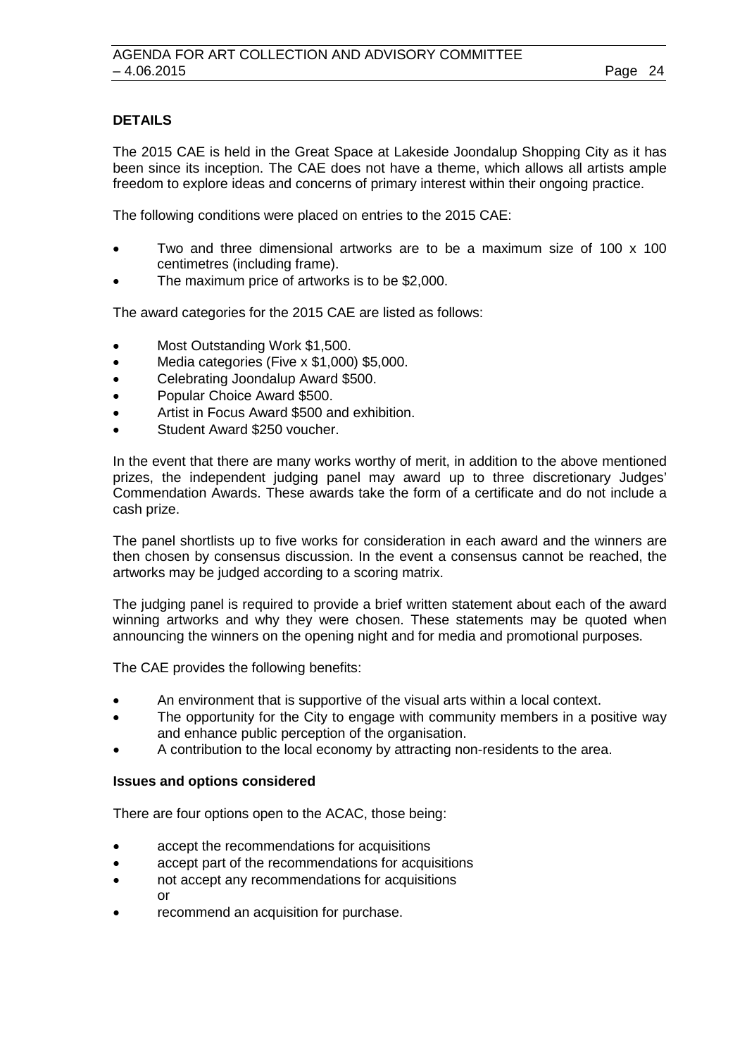## DETAILS

The 2015 CAE is held in the Great Space at Lakeside Joondalup Shopping City as it has been since its inception. The CAE does not have a theme, which allows all artists ample freedom to explore ideas and concerns of primary interest within their ongoing practice.

The following conditions were placed on entries to the 2015 CAE:

- Two and three dimensional artworks are to be a maximum size of 100 x 100 centimetres (including frame).
- The maximum price of artworks is to be $2,000.

The award categories for the 2015 CAE are listed as follows:

- Most Outstanding Work $1,500.
- Media categories (Five x $1,000) $5,000.
- Celebrating Joondalup Award $500.
- Popular Choice Award $500.
- Artist in Focus Award $500 and exhibition.
- Student Award $250 voucher.

In the event that there are many works worthy of merit, in addition to the above mentioned prizes, the independent judging panel may award up to three discretionary Judges' Commendation Awards. These awards take the form of a certificate and do not include a cash prize.

The panel shortlists up to five works for consideration in each award and the winners are then chosen by consensus discussion. In the event a consensus cannot be reached, the artworks may be judged according to a scoring matrix.

The judging panel is required to provide a brief written statement about each of the award winning artworks and why they were chosen. These statements may be quoted when announcing the winners on the opening night and for media and promotional purposes.

The CAE provides the following benefits:

- An environment that is supportive of the visual arts within a local context.
- The opportunity for the City to engage with community members in a positive way and enhance public perception of the organisation.
- A contribution to the local economy by attracting non-residents to the area.

### Issues and options considered

There are four options open to the ACAC, those being:

- accept the recommendations for acquisitions
- accept part of the recommendations for acquisitions
- not accept any recommendations for acquisitions
  
  or
- recommend an acquisition for purchase.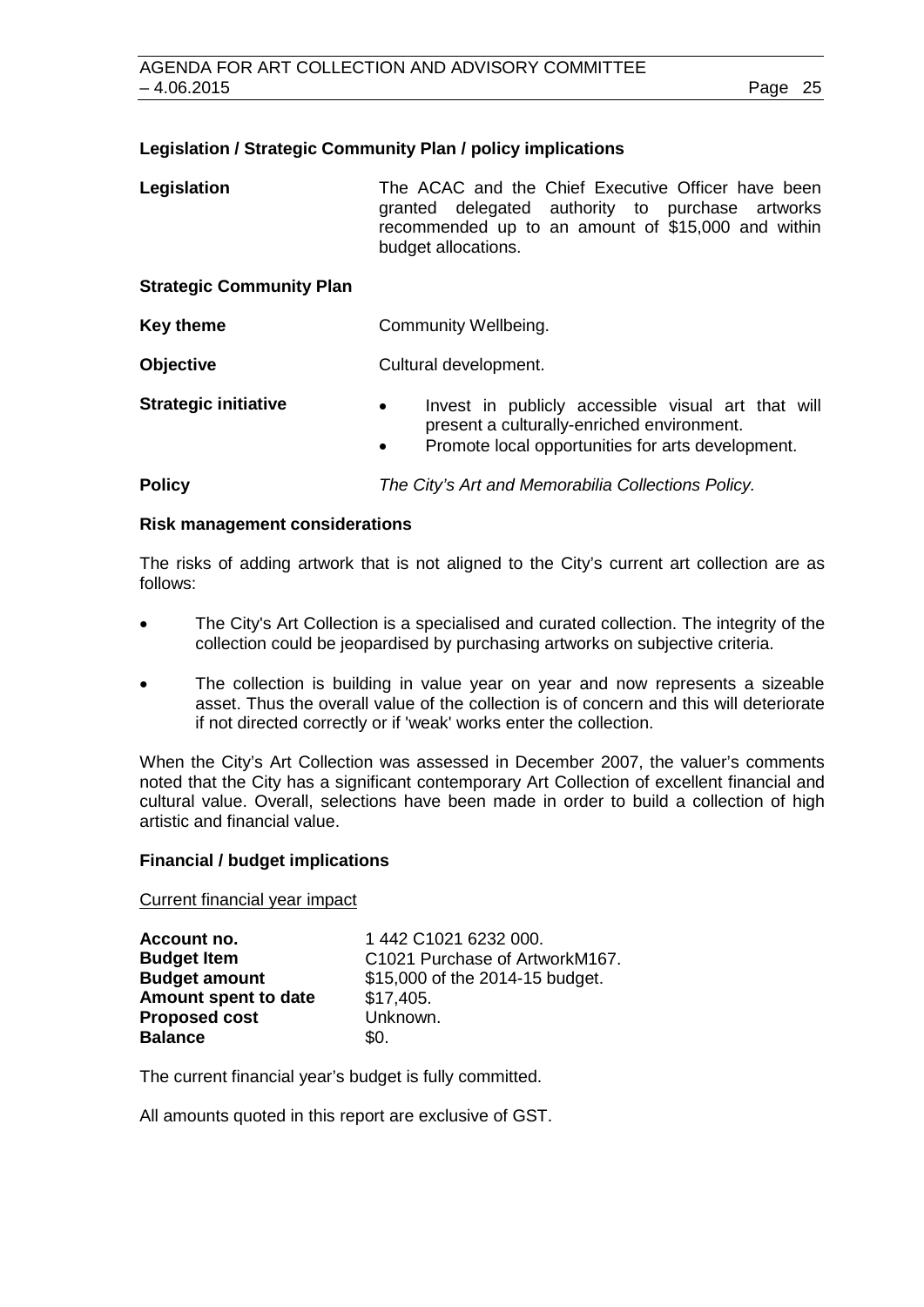**Legislation / Strategic Community Plan / policy implications**

| | |
|---|---|
| **Legislation** | The ACAC and the Chief Executive Officer have been granted delegated authority to purchase artworks recommended up to an amount of $15,000 and within budget allocations. |
| **Strategic Community Plan** | |
| **Key theme** | Community Wellbeing. |
| **Objective** | Cultural development. |
| **Strategic initiative** | • Invest in publicly accessible visual art that will present a culturally-enriched environment.<br>• Promote local opportunities for arts development. |
| **Policy** | *The City's Art and Memorabilia Collections Policy.* |

**Risk management considerations**

The risks of adding artwork that is not aligned to the City's current art collection are as follows:

- The City's Art Collection is a specialised and curated collection. The integrity of the collection could be jeopardised by purchasing artworks on subjective criteria.
- The collection is building in value year on year and now represents a sizeable asset. Thus the overall value of the collection is of concern and this will deteriorate if not directed correctly or if 'weak' works enter the collection.

When the City's Art Collection was assessed in December 2007, the valuer's comments noted that the City has a significant contemporary Art Collection of excellent financial and cultural value. Overall, selections have been made in order to build a collection of high artistic and financial value.

**Financial / budget implications**

Current financial year impact

| | |
|---|---|
| **Account no.** | 1 442 C1021 6232 000. |
| **Budget Item** | C1021 Purchase of ArtworkM167. |
| **Budget amount** | $15,000 of the 2014-15 budget. |
| **Amount spent to date** | $17,405. |
| **Proposed cost** | Unknown. |
| **Balance** | $0. |

The current financial year's budget is fully committed.

All amounts quoted in this report are exclusive of GST.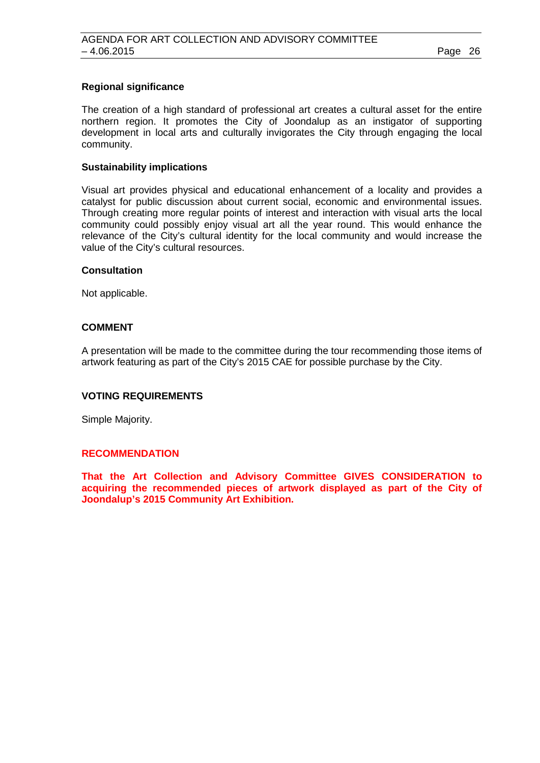**Regional significance**

The creation of a high standard of professional art creates a cultural asset for the entire northern region. It promotes the City of Joondalup as an instigator of supporting development in local arts and culturally invigorates the City through engaging the local community.

**Sustainability implications**

Visual art provides physical and educational enhancement of a locality and provides a catalyst for public discussion about current social, economic and environmental issues. Through creating more regular points of interest and interaction with visual arts the local community could possibly enjoy visual art all the year round. This would enhance the relevance of the City's cultural identity for the local community and would increase the value of the City's cultural resources.

**Consultation**

Not applicable.

## COMMENT

A presentation will be made to the committee during the tour recommending those items of artwork featuring as part of the City's 2015 CAE for possible purchase by the City.

## VOTING REQUIREMENTS

Simple Majority.

## RECOMMENDATION

**That the Art Collection and Advisory Committee GIVES CONSIDERATION to acquiring the recommended pieces of artwork displayed as part of the City of Joondalup's 2015 Community Art Exhibition.**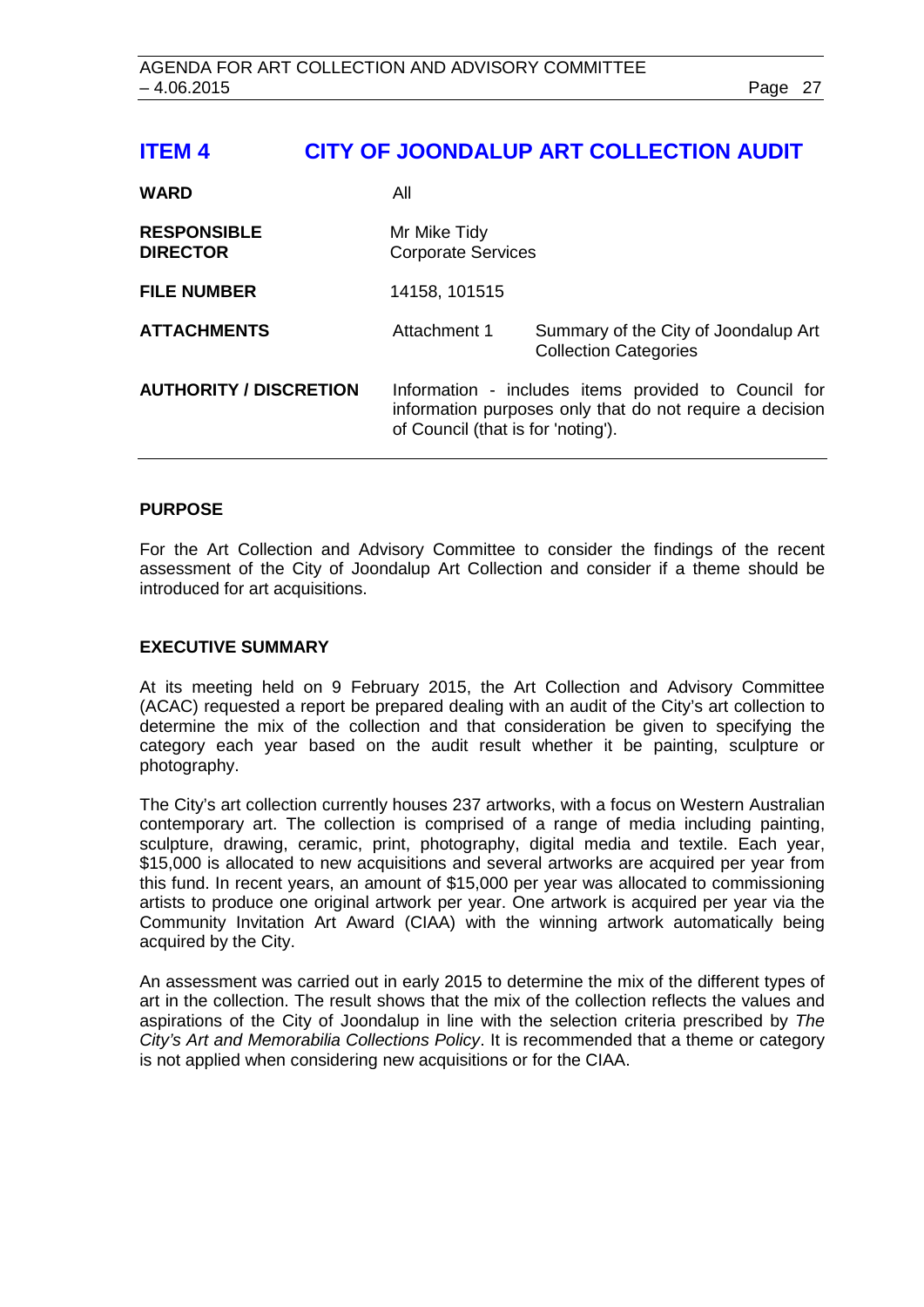# ITEM 4 CITY OF JOONDALUP ART COLLECTION AUDIT

| | | |
|---|---|---|
| **WARD** | All | |
| **RESPONSIBLE DIRECTOR** | Mr Mike Tidy<br>Corporate Services | |
| **FILE NUMBER** | 14158, 101515 | |
| **ATTACHMENTS** | Attachment 1 | Summary of the City of Joondalup Art Collection Categories |
| **AUTHORITY / DISCRETION** | Information - includes items provided to Council for information purposes only that do not require a decision of Council (that is for 'noting'). | |

**PURPOSE**

For the Art Collection and Advisory Committee to consider the findings of the recent assessment of the City of Joondalup Art Collection and consider if a theme should be introduced for art acquisitions.

**EXECUTIVE SUMMARY**

At its meeting held on 9 February 2015, the Art Collection and Advisory Committee (ACAC) requested a report be prepared dealing with an audit of the City's art collection to determine the mix of the collection and that consideration be given to specifying the category each year based on the audit result whether it be painting, sculpture or photography.

The City's art collection currently houses 237 artworks, with a focus on Western Australian contemporary art. The collection is comprised of a range of media including painting, sculpture, drawing, ceramic, print, photography, digital media and textile. Each year, $15,000 is allocated to new acquisitions and several artworks are acquired per year from this fund. In recent years, an amount of $15,000 per year was allocated to commissioning artists to produce one original artwork per year. One artwork is acquired per year via the Community Invitation Art Award (CIAA) with the winning artwork automatically being acquired by the City.

An assessment was carried out in early 2015 to determine the mix of the different types of art in the collection. The result shows that the mix of the collection reflects the values and aspirations of the City of Joondalup in line with the selection criteria prescribed by *The City's Art and Memorabilia Collections Policy*. It is recommended that a theme or category is not applied when considering new acquisitions or for the CIAA.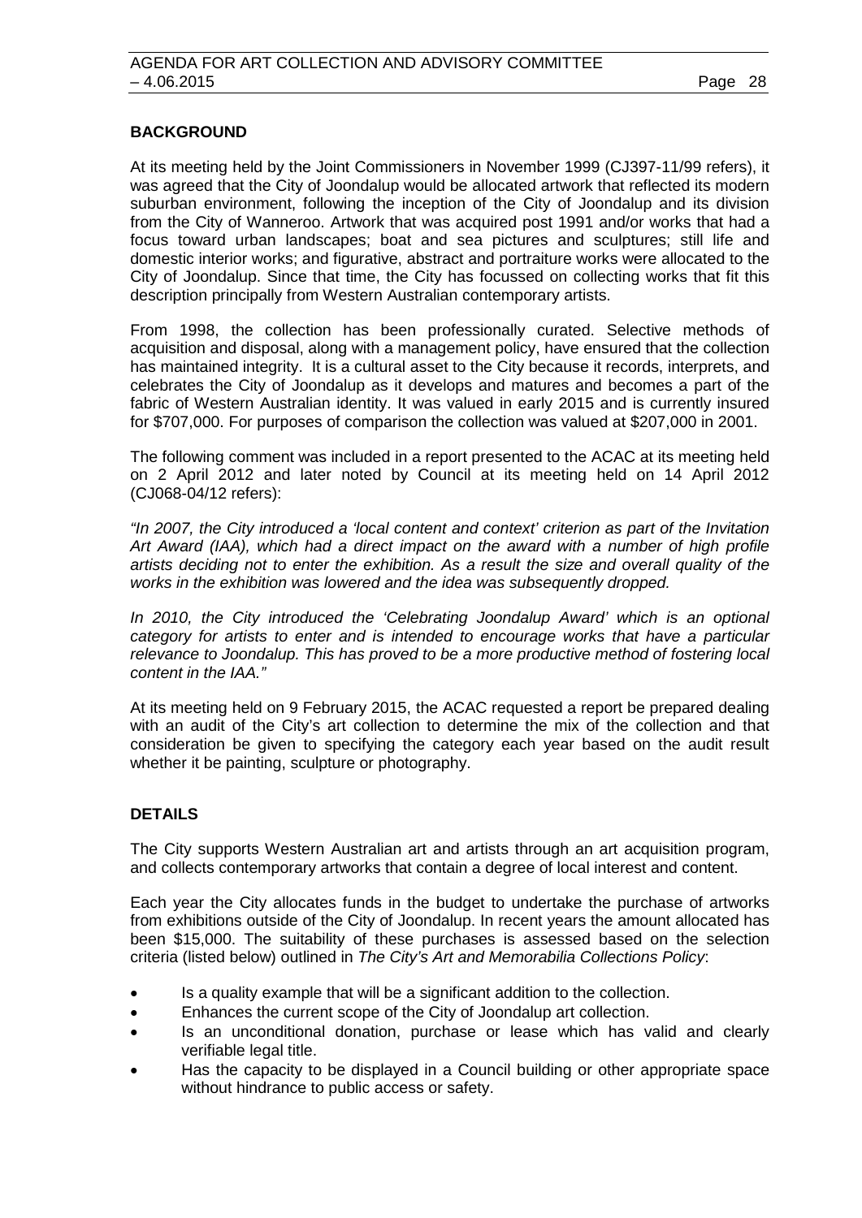## BACKGROUND

At its meeting held by the Joint Commissioners in November 1999 (CJ397-11/99 refers), it was agreed that the City of Joondalup would be allocated artwork that reflected its modern suburban environment, following the inception of the City of Joondalup and its division from the City of Wanneroo. Artwork that was acquired post 1991 and/or works that had a focus toward urban landscapes; boat and sea pictures and sculptures; still life and domestic interior works; and figurative, abstract and portraiture works were allocated to the City of Joondalup. Since that time, the City has focussed on collecting works that fit this description principally from Western Australian contemporary artists.

From 1998, the collection has been professionally curated. Selective methods of acquisition and disposal, along with a management policy, have ensured that the collection has maintained integrity. It is a cultural asset to the City because it records, interprets, and celebrates the City of Joondalup as it develops and matures and becomes a part of the fabric of Western Australian identity. It was valued in early 2015 and is currently insured for $707,000. For purposes of comparison the collection was valued at $207,000 in 2001.

The following comment was included in a report presented to the ACAC at its meeting held on 2 April 2012 and later noted by Council at its meeting held on 14 April 2012 (CJ068-04/12 refers):

*"In 2007, the City introduced a 'local content and context' criterion as part of the Invitation Art Award (IAA), which had a direct impact on the award with a number of high profile artists deciding not to enter the exhibition. As a result the size and overall quality of the works in the exhibition was lowered and the idea was subsequently dropped.*

*In 2010, the City introduced the 'Celebrating Joondalup Award' which is an optional category for artists to enter and is intended to encourage works that have a particular relevance to Joondalup. This has proved to be a more productive method of fostering local content in the IAA."*

At its meeting held on 9 February 2015, the ACAC requested a report be prepared dealing with an audit of the City's art collection to determine the mix of the collection and that consideration be given to specifying the category each year based on the audit result whether it be painting, sculpture or photography.

## DETAILS

The City supports Western Australian art and artists through an art acquisition program, and collects contemporary artworks that contain a degree of local interest and content.

Each year the City allocates funds in the budget to undertake the purchase of artworks from exhibitions outside of the City of Joondalup. In recent years the amount allocated has been $15,000. The suitability of these purchases is assessed based on the selection criteria (listed below) outlined in *The City's Art and Memorabilia Collections Policy*:

- Is a quality example that will be a significant addition to the collection.
- Enhances the current scope of the City of Joondalup art collection.
- Is an unconditional donation, purchase or lease which has valid and clearly verifiable legal title.
- Has the capacity to be displayed in a Council building or other appropriate space without hindrance to public access or safety.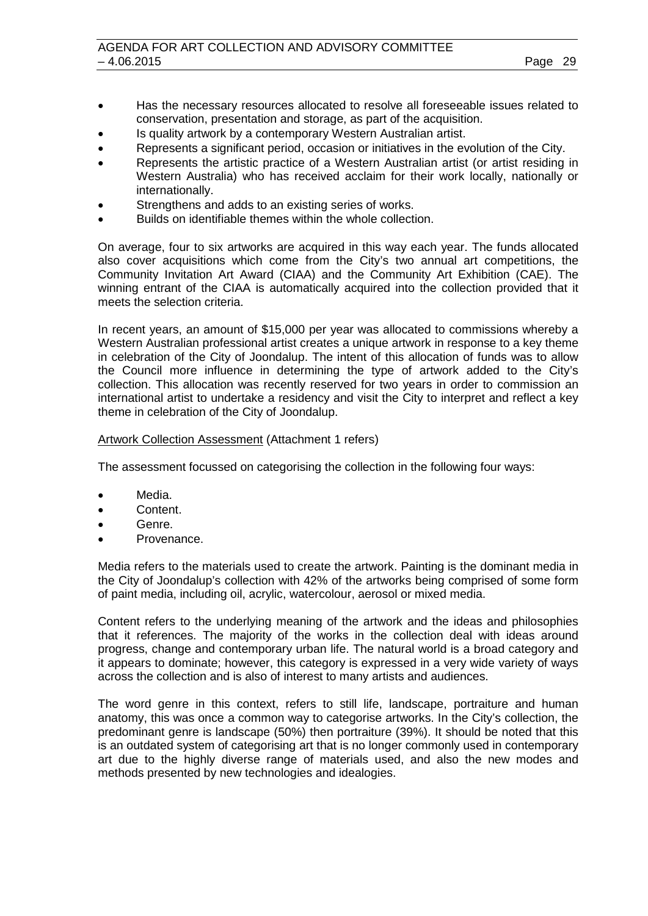- Has the necessary resources allocated to resolve all foreseeable issues related to conservation, presentation and storage, as part of the acquisition.
- Is quality artwork by a contemporary Western Australian artist.
- Represents a significant period, occasion or initiatives in the evolution of the City.
- Represents the artistic practice of a Western Australian artist (or artist residing in Western Australia) who has received acclaim for their work locally, nationally or internationally.
- Strengthens and adds to an existing series of works.
- Builds on identifiable themes within the whole collection.

On average, four to six artworks are acquired in this way each year. The funds allocated also cover acquisitions which come from the City's two annual art competitions, the Community Invitation Art Award (CIAA) and the Community Art Exhibition (CAE). The winning entrant of the CIAA is automatically acquired into the collection provided that it meets the selection criteria.

In recent years, an amount of $15,000 per year was allocated to commissions whereby a Western Australian professional artist creates a unique artwork in response to a key theme in celebration of the City of Joondalup. The intent of this allocation of funds was to allow the Council more influence in determining the type of artwork added to the City's collection. This allocation was recently reserved for two years in order to commission an international artist to undertake a residency and visit the City to interpret and reflect a key theme in celebration of the City of Joondalup.

Artwork Collection Assessment (Attachment 1 refers)

The assessment focussed on categorising the collection in the following four ways:

- Media.
- Content.
- Genre.
- Provenance.

Media refers to the materials used to create the artwork. Painting is the dominant media in the City of Joondalup's collection with 42% of the artworks being comprised of some form of paint media, including oil, acrylic, watercolour, aerosol or mixed media.

Content refers to the underlying meaning of the artwork and the ideas and philosophies that it references. The majority of the works in the collection deal with ideas around progress, change and contemporary urban life. The natural world is a broad category and it appears to dominate; however, this category is expressed in a very wide variety of ways across the collection and is also of interest to many artists and audiences.

The word genre in this context, refers to still life, landscape, portraiture and human anatomy, this was once a common way to categorise artworks. In the City's collection, the predominant genre is landscape (50%) then portraiture (39%). It should be noted that this is an outdated system of categorising art that is no longer commonly used in contemporary art due to the highly diverse range of materials used, and also the new modes and methods presented by new technologies and idealogies.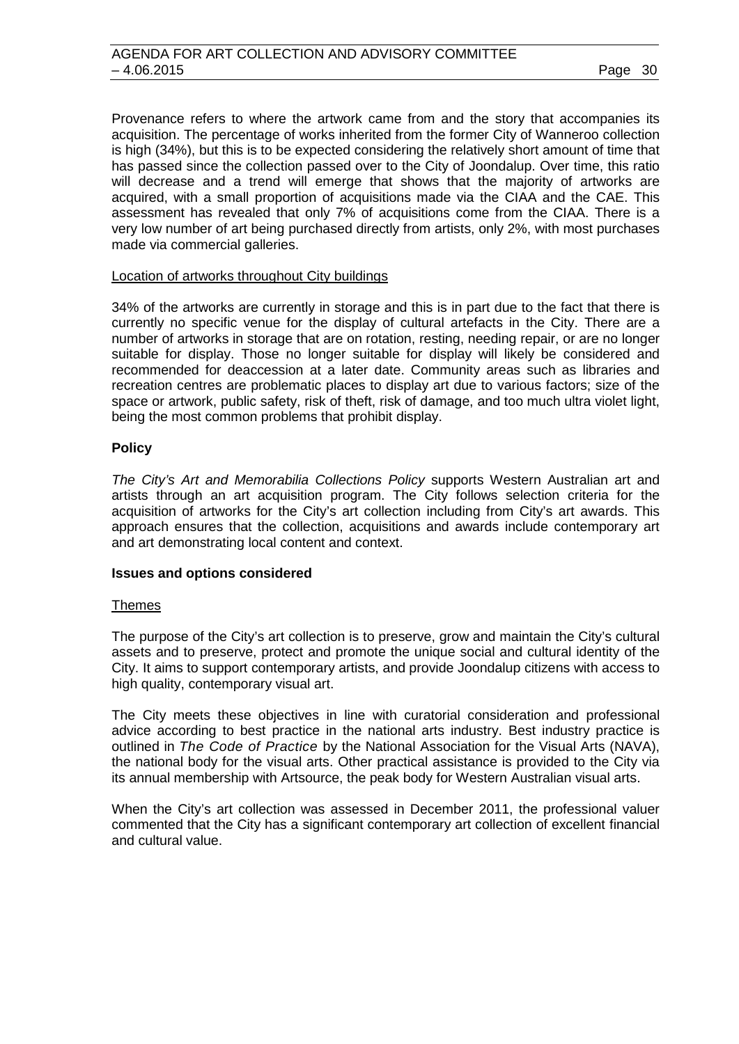Provenance refers to where the artwork came from and the story that accompanies its acquisition. The percentage of works inherited from the former City of Wanneroo collection is high (34%), but this is to be expected considering the relatively short amount of time that has passed since the collection passed over to the City of Joondalup. Over time, this ratio will decrease and a trend will emerge that shows that the majority of artworks are acquired, with a small proportion of acquisitions made via the CIAA and the CAE. This assessment has revealed that only 7% of acquisitions come from the CIAA. There is a very low number of art being purchased directly from artists, only 2%, with most purchases made via commercial galleries.

<u>Location of artworks throughout City buildings</u>

34% of the artworks are currently in storage and this is in part due to the fact that there is currently no specific venue for the display of cultural artefacts in the City. There are a number of artworks in storage that are on rotation, resting, needing repair, or are no longer suitable for display. Those no longer suitable for display will likely be considered and recommended for deaccession at a later date. Community areas such as libraries and recreation centres are problematic places to display art due to various factors; size of the space or artwork, public safety, risk of theft, risk of damage, and too much ultra violet light, being the most common problems that prohibit display.

**Policy**

*The City's Art and Memorabilia Collections Policy* supports Western Australian art and artists through an art acquisition program. The City follows selection criteria for the acquisition of artworks for the City's art collection including from City's art awards. This approach ensures that the collection, acquisitions and awards include contemporary art and art demonstrating local content and context.

**Issues and options considered**

<u>Themes</u>

The purpose of the City's art collection is to preserve, grow and maintain the City's cultural assets and to preserve, protect and promote the unique social and cultural identity of the City. It aims to support contemporary artists, and provide Joondalup citizens with access to high quality, contemporary visual art.

The City meets these objectives in line with curatorial consideration and professional advice according to best practice in the national arts industry. Best industry practice is outlined in *The Code of Practice* by the National Association for the Visual Arts (NAVA), the national body for the visual arts. Other practical assistance is provided to the City via its annual membership with Artsource, the peak body for Western Australian visual arts.

When the City's art collection was assessed in December 2011, the professional valuer commented that the City has a significant contemporary art collection of excellent financial and cultural value.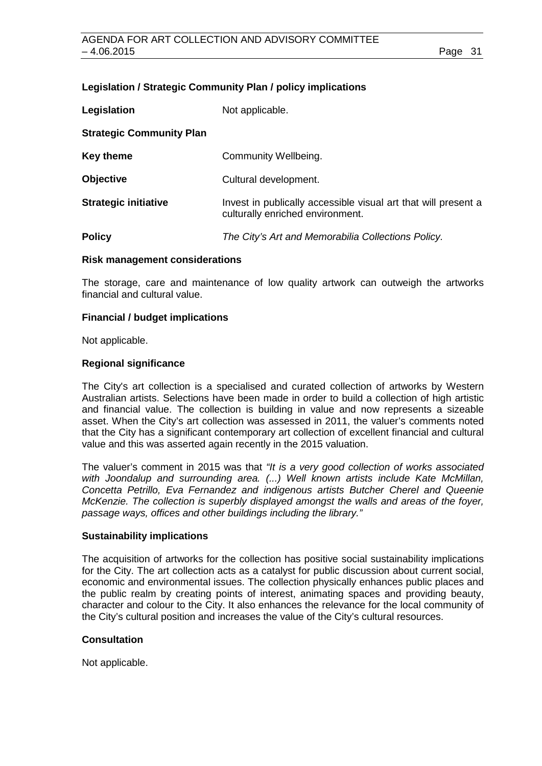### Legislation / Strategic Community Plan / policy implications

| | |
|---|---|
| **Legislation** | Not applicable. |
| **Strategic Community Plan** | |
| **Key theme** | Community Wellbeing. |
| **Objective** | Cultural development. |
| **Strategic initiative** | Invest in publically accessible visual art that will present a culturally enriched environment. |
| **Policy** | *The City's Art and Memorabilia Collections Policy.* |

### Risk management considerations

The storage, care and maintenance of low quality artwork can outweigh the artworks financial and cultural value.

### Financial / budget implications

Not applicable.

### Regional significance

The City's art collection is a specialised and curated collection of artworks by Western Australian artists. Selections have been made in order to build a collection of high artistic and financial value. The collection is building in value and now represents a sizeable asset. When the City's art collection was assessed in 2011, the valuer's comments noted that the City has a significant contemporary art collection of excellent financial and cultural value and this was asserted again recently in the 2015 valuation.

The valuer's comment in 2015 was that *"It is a very good collection of works associated with Joondalup and surrounding area. (...) Well known artists include Kate McMillan, Concetta Petrillo, Eva Fernandez and indigenous artists Butcher Cherel and Queenie McKenzie. The collection is superbly displayed amongst the walls and areas of the foyer, passage ways, offices and other buildings including the library."*

### Sustainability implications

The acquisition of artworks for the collection has positive social sustainability implications for the City. The art collection acts as a catalyst for public discussion about current social, economic and environmental issues. The collection physically enhances public places and the public realm by creating points of interest, animating spaces and providing beauty, character and colour to the City. It also enhances the relevance for the local community of the City's cultural position and increases the value of the City's cultural resources.

### Consultation

Not applicable.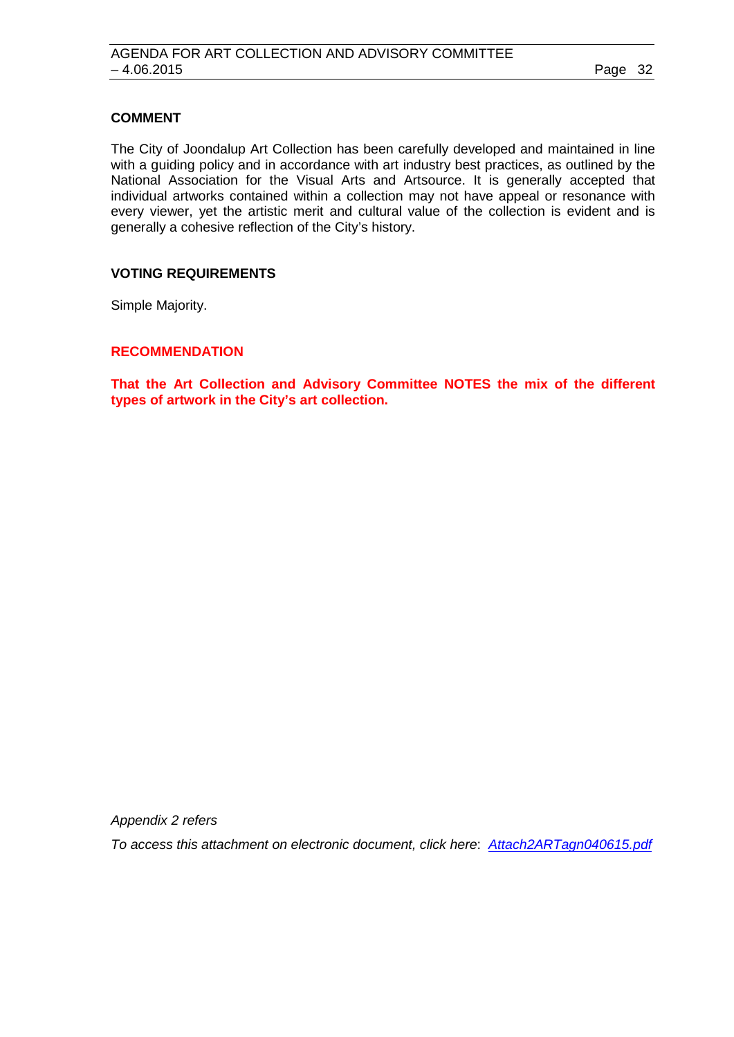### COMMENT

The City of Joondalup Art Collection has been carefully developed and maintained in line with a guiding policy and in accordance with art industry best practices, as outlined by the National Association for the Visual Arts and Artsource. It is generally accepted that individual artworks contained within a collection may not have appeal or resonance with every viewer, yet the artistic merit and cultural value of the collection is evident and is generally a cohesive reflection of the City's history.

### VOTING REQUIREMENTS

Simple Majority.

### RECOMMENDATION

**That the Art Collection and Advisory Committee NOTES the mix of the different types of artwork in the City's art collection.**

*Appendix 2 refers*

*To access this attachment on electronic document, click here*: *[Attach2ARTagn040615.pdf]*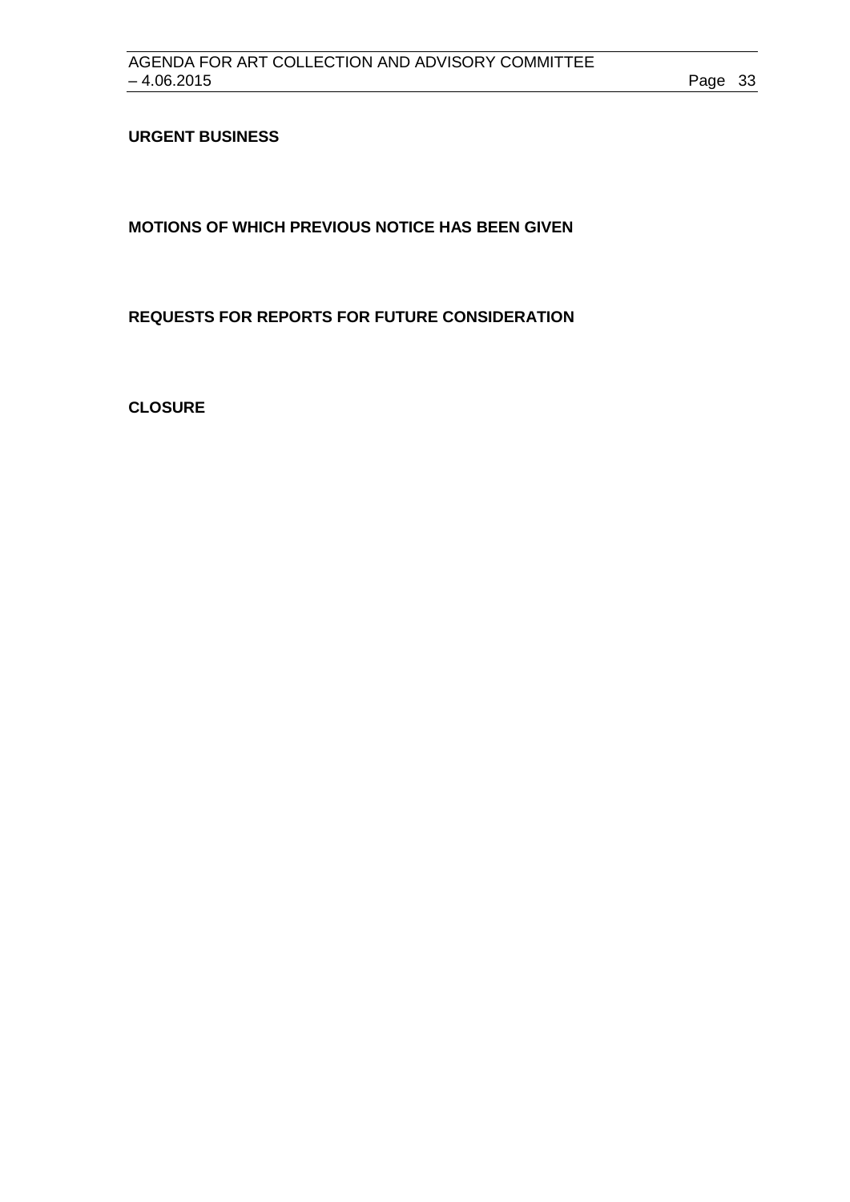**URGENT BUSINESS**

**MOTIONS OF WHICH PREVIOUS NOTICE HAS BEEN GIVEN**

**REQUESTS FOR REPORTS FOR FUTURE CONSIDERATION**

**CLOSURE**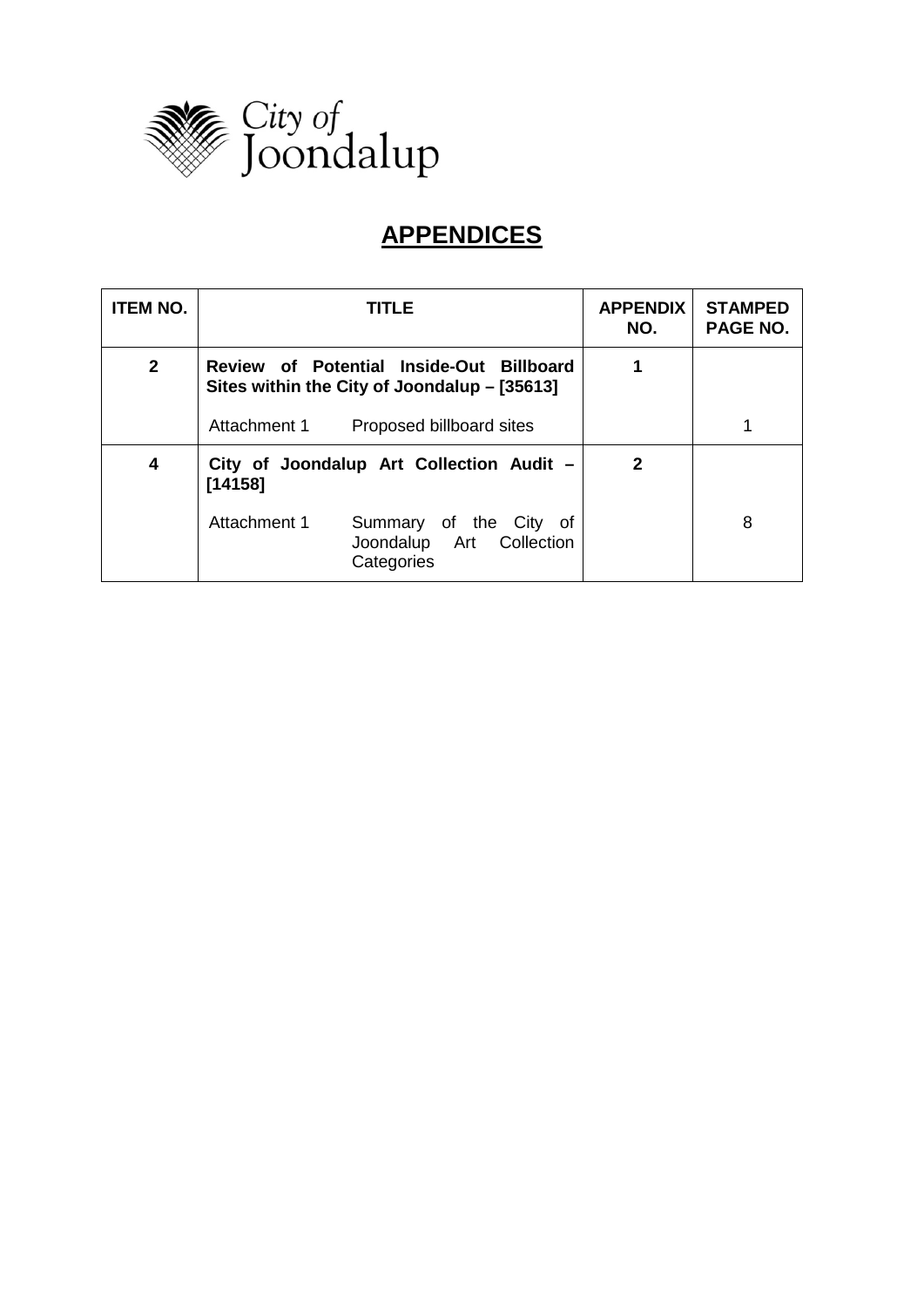City of Joondalup

# APPENDICES

| ITEM NO. | TITLE | | APPENDIX NO. | STAMPED PAGE NO. |
|---|---|---|---|---|
| **2** | **Review of Potential Inside-Out Billboard Sites within the City of Joondalup – [35613]** | | **1** | |
| | Attachment 1 | Proposed billboard sites | | 1 |
| **4** | **City of Joondalup Art Collection Audit – [14158]** | | **2** | |
| | Attachment 1 | Summary of the City of Joondalup Art Collection Categories | | 8 |